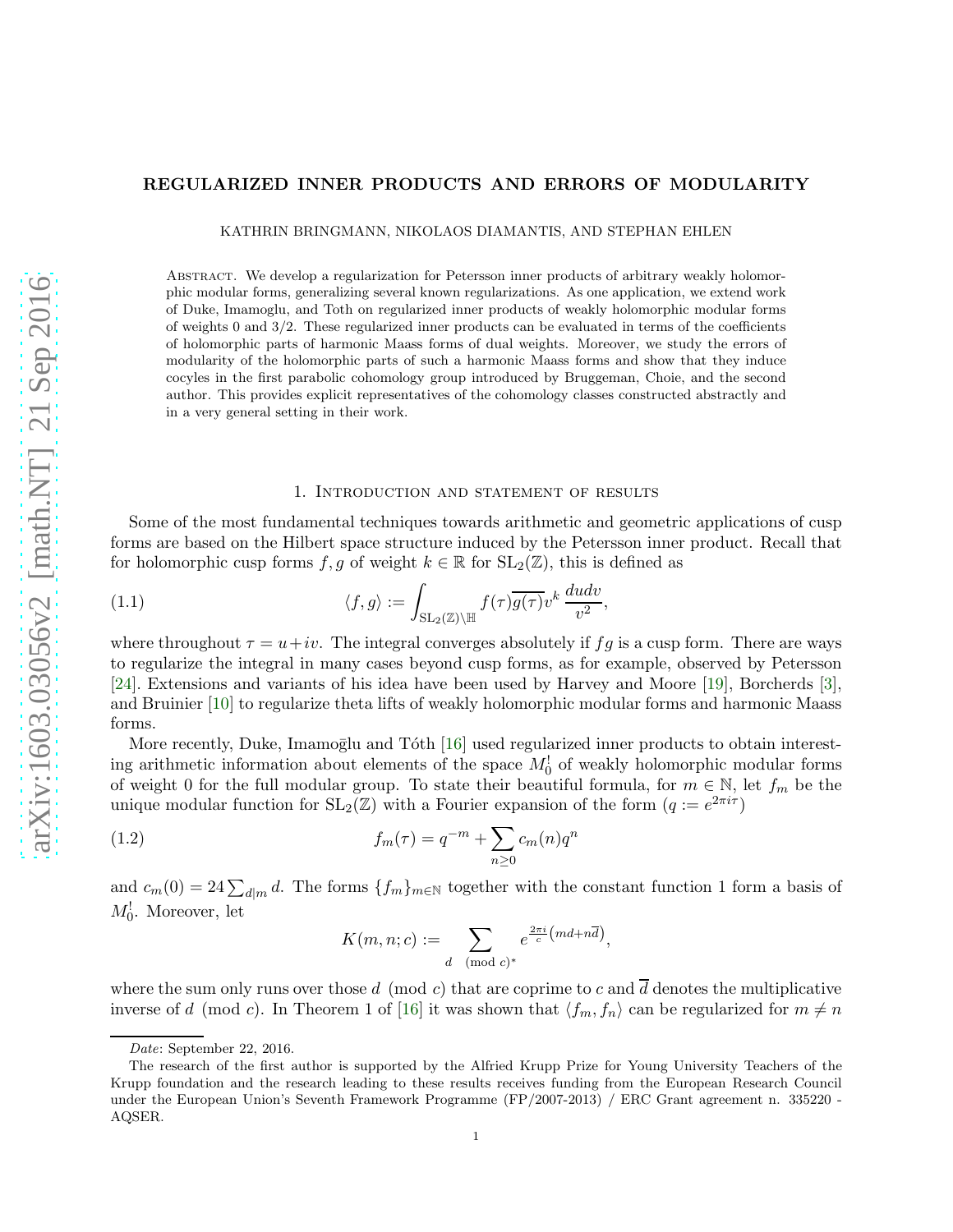# REGULARIZED INNER PRODUCTS AND ERRORS OF MODULARITY

KATHRIN BRINGMANN, NIKOLAOS DIAMANTIS, AND STEPHAN EHLEN

Abstract. We develop a regularization for Petersson inner products of arbitrary weakly holomorphic modular forms, generalizing several known regularizations. As one application, we extend work of Duke, Imamoglu, and Toth on regularized inner products of weakly holomorphic modular forms of weights 0 and 3/2. These regularized inner products can be evaluated in terms of the coefficients of holomorphic parts of harmonic Maass forms of dual weights. Moreover, we study the errors of modularity of the holomorphic parts of such a harmonic Maass forms and show that they induce cocyles in the first parabolic cohomology group introduced by Bruggeman, Choie, and the second author. This provides explicit representatives of the cohomology classes constructed abstractly and in a very general setting in their work.

## 1. Introduction and statement of results

Some of the most fundamental techniques towards arithmetic and geometric applications of cusp forms are based on the Hilbert space structure induced by the Petersson inner product. Recall that for holomorphic cusp forms $f, g$ of weight $k \in \mathbb{R}$ for $\mathrm{SL}_2(\mathbb{Z})$, this is defined as

$$\langle f, g \rangle := \int_{\mathrm{SL}_2(\mathbb{Z})\backslash\mathbb{H}} f(\tau)\overline{g(\tau)}v^k \,\frac{dudv}{v^2}, \tag{1.1}$$

where throughout $\tau = u+iv$. The integral converges absolutely if $fg$ is a cusp form. There are ways to regularize the integral in many cases beyond cusp forms, as for example, observed by Petersson [24]. Extensions and variants of his idea have been used by Harvey and Moore [19], Borcherds [3], and Bruinier [10] to regularize theta lifts of weakly holomorphic modular forms and harmonic Maass forms.

More recently, Duke, Imamoḡlu and Tóth [16] used regularized inner products to obtain interesting arithmetic information about elements of the space $M_0^!$ of weakly holomorphic modular forms of weight 0 for the full modular group. To state their beautiful formula, for $m \in \mathbb{N}$, let $f_m$ be the unique modular function for $\mathrm{SL}_2(\mathbb{Z})$ with a Fourier expansion of the form ($q := e^{2\pi i\tau}$)

$$f_m(\tau) = q^{-m} + \sum_{n\geq 0} c_m(n)q^n \tag{1.2}$$

and $c_m(0) = 24\sum_{d|m} d$. The forms $\{f_m\}_{m\in\mathbb{N}}$ together with the constant function 1 form a basis of $M_0^!$. Moreover, let

$$K(m, n; c) := \sum_{d \pmod{c}^*} e^{\frac{2\pi i}{c}\left(md+n\overline{d}\right)},$$

where the sum only runs over those $d \pmod{c}$ that are coprime to $c$ and $\overline{d}$ denotes the multiplicative inverse of $d \pmod{c}$. In Theorem 1 of [16] it was shown that $\langle f_m, f_n\rangle$ can be regularized for $m \neq n$

Date: September 22, 2016.

The research of the first author is supported by the Alfried Krupp Prize for Young University Teachers of the Krupp foundation and the research leading to these results receives funding from the European Research Council under the European Union's Seventh Framework Programme (FP/2007-2013) / ERC Grant agreement n. 335220 - AQSER.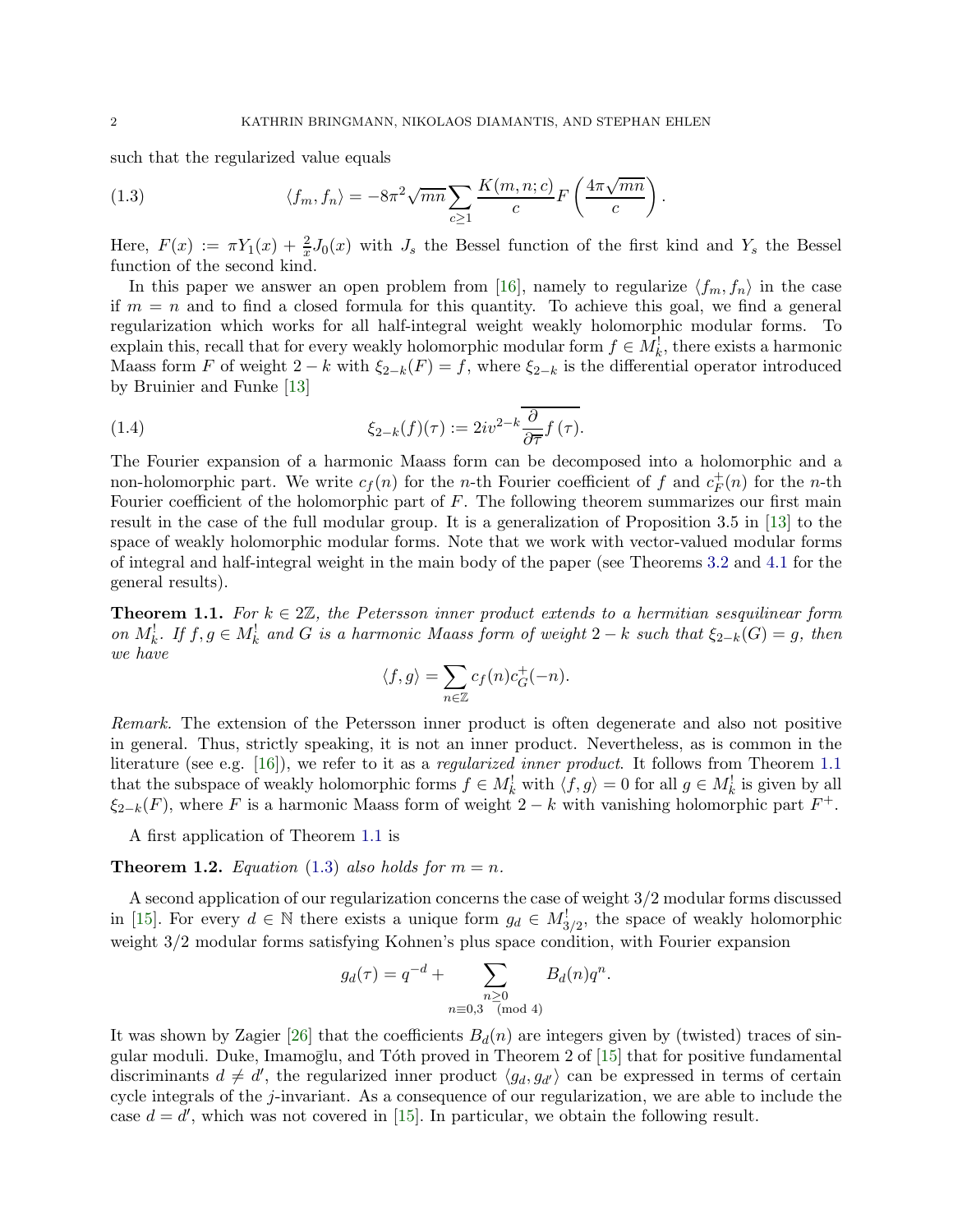such that the regularized value equals

$$\langle f_m, f_n \rangle = -8\pi^2 \sqrt{mn} \sum_{c \geq 1} \frac{K(m,n;c)}{c} F\left(\frac{4\pi\sqrt{mn}}{c}\right). \tag{1.3}$$

Here, $F(x) := \pi Y_1(x) + \frac{2}{x} J_0(x)$ with $J_s$ the Bessel function of the first kind and $Y_s$ the Bessel function of the second kind.

In this paper we answer an open problem from [16], namely to regularize $\langle f_m, f_n \rangle$ in the case if $m = n$ and to find a closed formula for this quantity. To achieve this goal, we find a general regularization which works for all half-integral weight weakly holomorphic modular forms. To explain this, recall that for every weakly holomorphic modular form $f \in M_k^!$, there exists a harmonic Maass form $F$ of weight $2-k$ with $\xi_{2-k}(F) = f$, where $\xi_{2-k}$ is the differential operator introduced by Bruinier and Funke [13]

$$\xi_{2-k}(f)(\tau) := 2iv^{2-k} \overline{\frac{\partial}{\partial \overline{\tau}} f(\tau)}. \tag{1.4}$$

The Fourier expansion of a harmonic Maass form can be decomposed into a holomorphic and a non-holomorphic part. We write $c_f(n)$ for the $n$-th Fourier coefficient of $f$ and $c_F^+(n)$ for the $n$-th Fourier coefficient of the holomorphic part of $F$. The following theorem summarizes our first main result in the case of the full modular group. It is a generalization of Proposition 3.5 in [13] to the space of weakly holomorphic modular forms. Note that we work with vector-valued modular forms of integral and half-integral weight in the main body of the paper (see Theorems 3.2 and 4.1 for the general results).

**Theorem 1.1.** *For $k \in 2\mathbb{Z}$, the Petersson inner product extends to a hermitian sesquilinear form on $M_k^!$. If $f, g \in M_k^!$ and $G$ is a harmonic Maass form of weight $2-k$ such that $\xi_{2-k}(G) = g$, then we have*

$$\langle f, g \rangle = \sum_{n \in \mathbb{Z}} c_f(n) c_G^+(-n).$$

*Remark.* The extension of the Petersson inner product is often degenerate and also not positive in general. Thus, strictly speaking, it is not an inner product. Nevertheless, as is common in the literature (see e.g. [16]), we refer to it as a *regularized inner product*. It follows from Theorem 1.1 that the subspace of weakly holomorphic forms $f \in M_k^!$ with $\langle f, g \rangle = 0$ for all $g \in M_k^!$ is given by all $\xi_{2-k}(F)$, where $F$ is a harmonic Maass form of weight $2-k$ with vanishing holomorphic part $F^+$.

A first application of Theorem 1.1 is

**Theorem 1.2.** *Equation (1.3) also holds for $m = n$.*

A second application of our regularization concerns the case of weight $3/2$ modular forms discussed in [15]. For every $d \in \mathbb{N}$ there exists a unique form $g_d \in M_{3/2}^!$, the space of weakly holomorphic weight $3/2$ modular forms satisfying Kohnen's plus space condition, with Fourier expansion

$$g_d(\tau) = q^{-d} + \sum_{\substack{n \geq 0 \\ n \equiv 0,3 \pmod 4}} B_d(n) q^n.$$

It was shown by Zagier [26] that the coefficients $B_d(n)$ are integers given by (twisted) traces of singular moduli. Duke, Imamoḡlu, and Tóth proved in Theorem 2 of [15] that for positive fundamental discriminants $d \neq d'$, the regularized inner product $\langle g_d, g_{d'} \rangle$ can be expressed in terms of certain cycle integrals of the $j$-invariant. As a consequence of our regularization, we are able to include the case $d = d'$, which was not covered in [15]. In particular, we obtain the following result.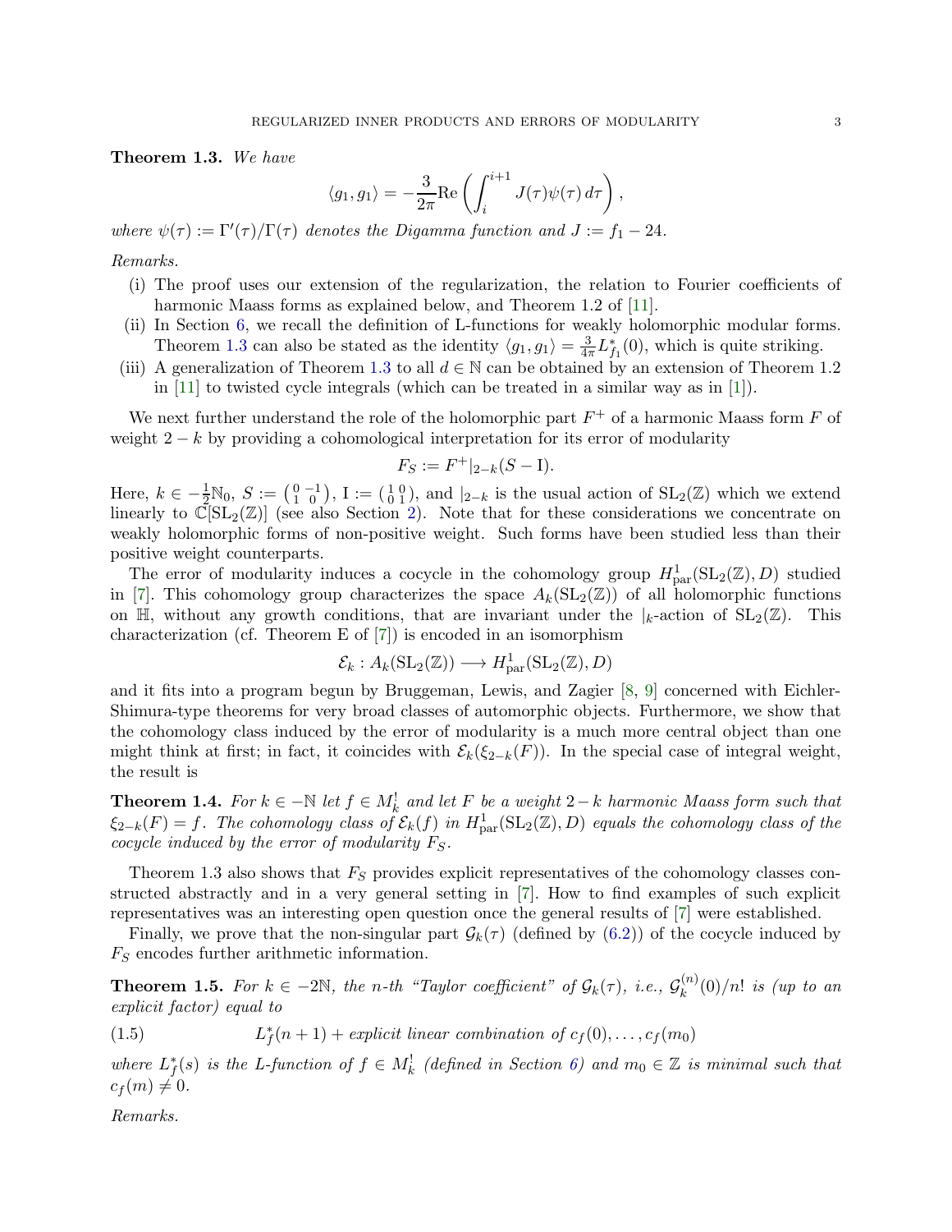**Theorem 1.3.** *We have*

$$\langle g_1, g_1 \rangle = -\frac{3}{2\pi} \mathrm{Re} \left( \int_i^{i+1} J(\tau)\psi(\tau)\, d\tau \right),$$

*where $\psi(\tau) := \Gamma'(\tau)/\Gamma(\tau)$ denotes the Digamma function and $J := f_1 - 24$.*

*Remarks.*

(i) The proof uses our extension of the regularization, the relation to Fourier coefficients of harmonic Maass forms as explained below, and Theorem 1.2 of [11].

(ii) In Section 6, we recall the definition of L-functions for weakly holomorphic modular forms. Theorem 1.3 can also be stated as the identity $\langle g_1, g_1 \rangle = \frac{3}{4\pi} L^*_{f_1}(0)$, which is quite striking.

(iii) A generalization of Theorem 1.3 to all $d \in \mathbb{N}$ can be obtained by an extension of Theorem 1.2 in [11] to twisted cycle integrals (which can be treated in a similar way as in [1]).

We next further understand the role of the holomorphic part $F^+$ of a harmonic Maass form $F$ of weight $2-k$ by providing a cohomological interpretation for its error of modularity

$$F_S := F^+|_{2-k}(S - \mathrm{I}).$$

Here, $k \in -\frac{1}{2}\mathbb{N}_0$, $S := \left(\begin{smallmatrix} 0 & -1 \\ 1 & 0 \end{smallmatrix}\right)$, $\mathrm{I} := \left(\begin{smallmatrix} 1 & 0 \\ 0 & 1 \end{smallmatrix}\right)$, and $|_{2-k}$ is the usual action of $\mathrm{SL}_2(\mathbb{Z})$ which we extend linearly to $\mathbb{C}[\mathrm{SL}_2(\mathbb{Z})]$ (see also Section 2). Note that for these considerations we concentrate on weakly holomorphic forms of non-positive weight. Such forms have been studied less than their positive weight counterparts.

The error of modularity induces a cocycle in the cohomology group $H^1_{\mathrm{par}}(\mathrm{SL}_2(\mathbb{Z}), D)$ studied in [7]. This cohomology group characterizes the space $A_k(\mathrm{SL}_2(\mathbb{Z}))$ of all holomorphic functions on $\mathbb{H}$, without any growth conditions, that are invariant under the $|_k$-action of $\mathrm{SL}_2(\mathbb{Z})$. This characterization (cf. Theorem E of [7]) is encoded in an isomorphism

$$\mathcal{E}_k : A_k(\mathrm{SL}_2(\mathbb{Z})) \longrightarrow H^1_{\mathrm{par}}(\mathrm{SL}_2(\mathbb{Z}), D)$$

and it fits into a program begun by Bruggeman, Lewis, and Zagier [8, 9] concerned with Eichler-Shimura-type theorems for very broad classes of automorphic objects. Furthermore, we show that the cohomology class induced by the error of modularity is a much more central object than one might think at first; in fact, it coincides with $\mathcal{E}_k(\xi_{2-k}(F))$. In the special case of integral weight, the result is

**Theorem 1.4.** *For $k \in -\mathbb{N}$ let $f \in M^!_k$ and let $F$ be a weight $2-k$ harmonic Maass form such that $\xi_{2-k}(F) = f$. The cohomology class of $\mathcal{E}_k(f)$ in $H^1_{\mathrm{par}}(\mathrm{SL}_2(\mathbb{Z}), D)$ equals the cohomology class of the cocycle induced by the error of modularity $F_S$.*

Theorem 1.3 also shows that $F_S$ provides explicit representatives of the cohomology classes constructed abstractly and in a very general setting in [7]. How to find examples of such explicit representatives was an interesting open question once the general results of [7] were established.

Finally, we prove that the non-singular part $\mathcal{G}_k(\tau)$ (defined by (6.2)) of the cocycle induced by $F_S$ encodes further arithmetic information.

**Theorem 1.5.** *For $k \in -2\mathbb{N}$, the $n$-th "Taylor coefficient" of $\mathcal{G}_k(\tau)$, i.e., $\mathcal{G}^{(n)}_k(0)/n!$ is (up to an explicit factor) equal to*

$$L^*_f(n+1) + \textit{explicit linear combination of } c_f(0), \ldots, c_f(m_0) \tag{1.5}$$

*where $L^*_f(s)$ is the L-function of $f \in M^!_k$ (defined in Section 6) and $m_0 \in \mathbb{Z}$ is minimal such that $c_f(m) \neq 0$.*

*Remarks.*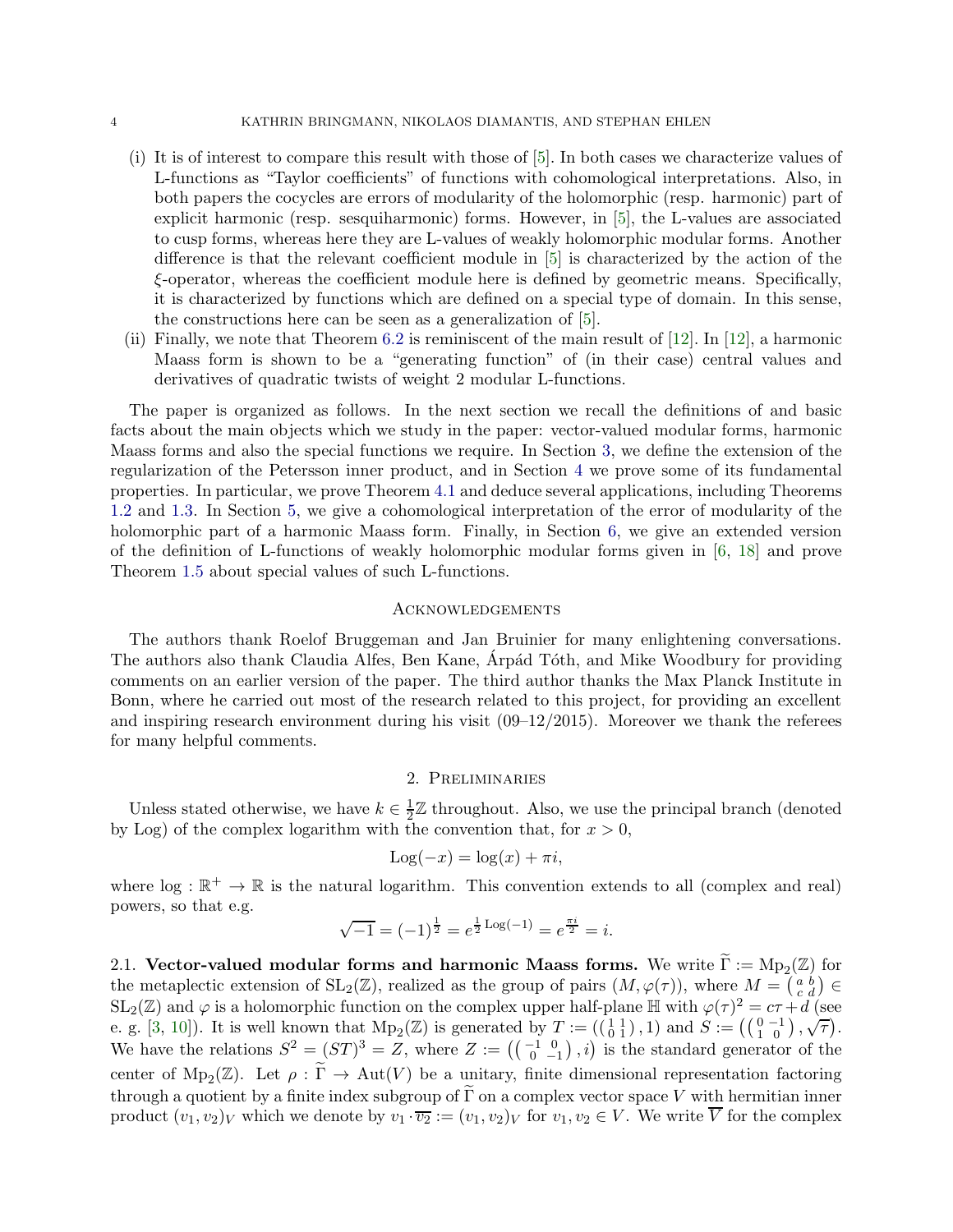(i) It is of interest to compare this result with those of [5]. In both cases we characterize values of L-functions as "Taylor coefficients" of functions with cohomological interpretations. Also, in both papers the cocycles are errors of modularity of the holomorphic (resp. harmonic) part of explicit harmonic (resp. sesquiharmonic) forms. However, in [5], the L-values are associated to cusp forms, whereas here they are L-values of weakly holomorphic modular forms. Another difference is that the relevant coefficient module in [5] is characterized by the action of the $\xi$-operator, whereas the coefficient module here is defined by geometric means. Specifically, it is characterized by functions which are defined on a special type of domain. In this sense, the constructions here can be seen as a generalization of [5].

(ii) Finally, we note that Theorem 6.2 is reminiscent of the main result of [12]. In [12], a harmonic Maass form is shown to be a "generating function" of (in their case) central values and derivatives of quadratic twists of weight 2 modular L-functions.

The paper is organized as follows. In the next section we recall the definitions of and basic facts about the main objects which we study in the paper: vector-valued modular forms, harmonic Maass forms and also the special functions we require. In Section 3, we define the extension of the regularization of the Petersson inner product, and in Section 4 we prove some of its fundamental properties. In particular, we prove Theorem 4.1 and deduce several applications, including Theorems 1.2 and 1.3. In Section 5, we give a cohomological interpretation of the error of modularity of the holomorphic part of a harmonic Maass form. Finally, in Section 6, we give an extended version of the definition of L-functions of weakly holomorphic modular forms given in [6, 18] and prove Theorem 1.5 about special values of such L-functions.

## Acknowledgements

The authors thank Roelof Bruggeman and Jan Bruinier for many enlightening conversations. The authors also thank Claudia Alfes, Ben Kane, Árpád Tóth, and Mike Woodbury for providing comments on an earlier version of the paper. The third author thanks the Max Planck Institute in Bonn, where he carried out most of the research related to this project, for providing an excellent and inspiring research environment during his visit (09–12/2015). Moreover we thank the referees for many helpful comments.

## 2. Preliminaries

Unless stated otherwise, we have $k \in \frac{1}{2}\mathbb{Z}$ throughout. Also, we use the principal branch (denoted by Log) of the complex logarithm with the convention that, for $x > 0$,

$$\operatorname{Log}(-x) = \log(x) + \pi i,$$

where $\log : \mathbb{R}^+ \to \mathbb{R}$ is the natural logarithm. This convention extends to all (complex and real) powers, so that e.g.

$$\sqrt{-1} = (-1)^{\frac{1}{2}} = e^{\frac{1}{2}\operatorname{Log}(-1)} = e^{\frac{\pi i}{2}} = i.$$

### 2.1. Vector-valued modular forms and harmonic Maass forms.

We write $\widetilde{\Gamma} := \mathrm{Mp}_2(\mathbb{Z})$ for the metaplectic extension of $\mathrm{SL}_2(\mathbb{Z})$, realized as the group of pairs $(M, \varphi(\tau))$, where $M = \left(\begin{smallmatrix} a & b \\ c & d \end{smallmatrix}\right) \in \mathrm{SL}_2(\mathbb{Z})$ and $\varphi$ is a holomorphic function on the complex upper half-plane $\mathbb{H}$ with $\varphi(\tau)^2 = c\tau + d$ (see e. g. [3, 10]). It is well known that $\mathrm{Mp}_2(\mathbb{Z})$ is generated by $T := \left(\left(\begin{smallmatrix} 1 & 1 \\ 0 & 1 \end{smallmatrix}\right), 1\right)$ and $S := \left(\left(\begin{smallmatrix} 0 & -1 \\ 1 & 0 \end{smallmatrix}\right), \sqrt{\tau}\right)$. We have the relations $S^2 = (ST)^3 = Z$, where $Z := \left(\left(\begin{smallmatrix} -1 & 0 \\ 0 & -1 \end{smallmatrix}\right), i\right)$ is the standard generator of the center of $\mathrm{Mp}_2(\mathbb{Z})$. Let $\rho : \widetilde{\Gamma} \to \mathrm{Aut}(V)$ be a unitary, finite dimensional representation factoring through a quotient by a finite index subgroup of $\widetilde{\Gamma}$ on a complex vector space $V$ with hermitian inner product $(v_1, v_2)_V$ which we denote by $v_1 \cdot \overline{v_2} := (v_1, v_2)_V$ for $v_1, v_2 \in V$. We write $\overline{V}$ for the complex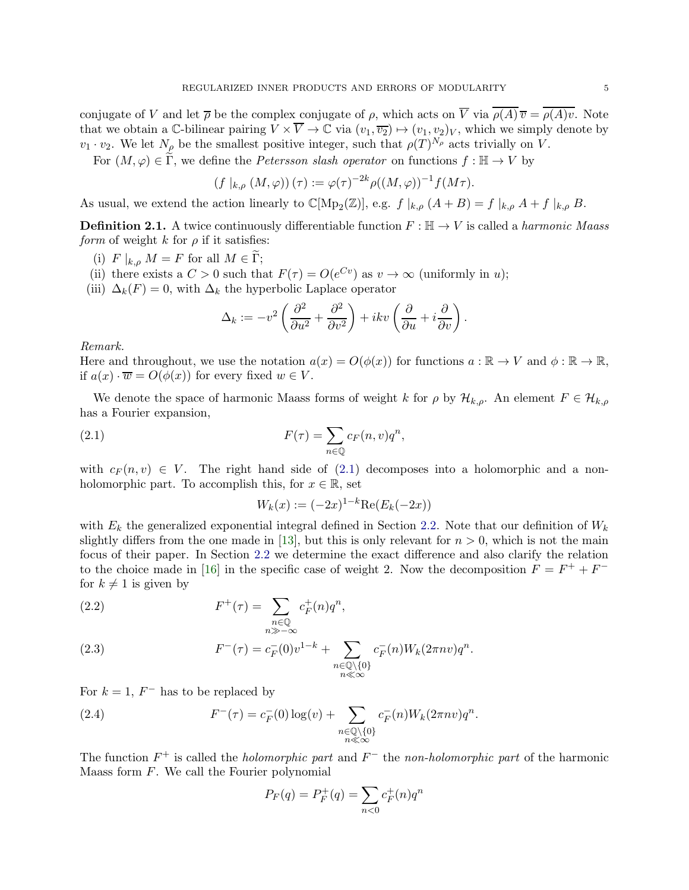conjugate of $V$ and let $\overline{\rho}$ be the complex conjugate of $\rho$, which acts on $\overline{V}$ via $\overline{\rho(A)}\,\overline{v} = \overline{\rho(A)v}$. Note that we obtain a $\mathbb{C}$-bilinear pairing $V \times \overline{V} \to \mathbb{C}$ via $(v_1, \overline{v_2}) \mapsto (v_1, v_2)_V$, which we simply denote by $v_1 \cdot v_2$. We let $N_\rho$ be the smallest positive integer, such that $\rho(T)^{N_\rho}$ acts trivially on $V$.

For $(M, \varphi) \in \widetilde{\Gamma}$, we define the *Petersson slash operator* on functions $f : \mathbb{H} \to V$ by

$$\left(f\mid_{k,\rho}(M,\varphi)\right)(\tau) := \varphi(\tau)^{-2k}\rho((M,\varphi))^{-1} f(M\tau).$$

As usual, we extend the action linearly to $\mathbb{C}[\mathrm{Mp}_2(\mathbb{Z})]$, e.g. $f\mid_{k,\rho}(A+B) = f\mid_{k,\rho} A + f\mid_{k,\rho} B$.

**Definition 2.1.** A twice continuously differentiable function $F : \mathbb{H} \to V$ is called a *harmonic Maass form* of weight $k$ for $\rho$ if it satisfies:

(i) $F\mid_{k,\rho} M = F$ for all $M \in \widetilde{\Gamma}$;

(ii) there exists a $C > 0$ such that $F(\tau) = O(e^{Cv})$ as $v \to \infty$ (uniformly in $u$);

(iii) $\Delta_k(F) = 0$, with $\Delta_k$ the hyperbolic Laplace operator

$$\Delta_k := -v^2\left(\frac{\partial^2}{\partial u^2} + \frac{\partial^2}{\partial v^2}\right) + ikv\left(\frac{\partial}{\partial u} + i\frac{\partial}{\partial v}\right).$$

*Remark.*
Here and throughout, we use the notation $a(x) = O(\phi(x))$ for functions $a : \mathbb{R} \to V$ and $\phi : \mathbb{R} \to \mathbb{R}$, if $a(x) \cdot \overline{w} = O(\phi(x))$ for every fixed $w \in V$.

We denote the space of harmonic Maass forms of weight $k$ for $\rho$ by $\mathcal{H}_{k,\rho}$. An element $F \in \mathcal{H}_{k,\rho}$ has a Fourier expansion,

$$F(\tau) = \sum_{n \in \mathbb{Q}} c_F(n, v) q^n, \tag{2.1}$$

with $c_F(n, v) \in V$. The right hand side of (2.1) decomposes into a holomorphic and a non-holomorphic part. To accomplish this, for $x \in \mathbb{R}$, set

$$W_k(x) := (-2x)^{1-k}\mathrm{Re}(E_k(-2x))$$

with $E_k$ the generalized exponential integral defined in Section 2.2. Note that our definition of $W_k$ slightly differs from the one made in [13], but this is only relevant for $n > 0$, which is not the main focus of their paper. In Section 2.2 we determine the exact difference and also clarify the relation to the choice made in [16] in the specific case of weight 2. Now the decomposition $F = F^+ + F^-$ for $k \neq 1$ is given by

$$F^+(\tau) = \sum_{\substack{n \in \mathbb{Q} \\ n \gg -\infty}} c_F^+(n) q^n, \tag{2.2}$$

$$F^-(\tau) = c_F^-(0) v^{1-k} + \sum_{\substack{n \in \mathbb{Q}\setminus\{0\} \\ n \ll \infty}} c_F^-(n) W_k(2\pi n v) q^n. \tag{2.3}$$

For $k = 1$, $F^-$ has to be replaced by

$$F^-(\tau) = c_F^-(0)\log(v) + \sum_{\substack{n \in \mathbb{Q}\setminus\{0\} \\ n \ll \infty}} c_F^-(n) W_k(2\pi n v) q^n. \tag{2.4}$$

The function $F^+$ is called the *holomorphic part* and $F^-$ the *non-holomorphic part* of the harmonic Maass form $F$. We call the Fourier polynomial

$$P_F(q) = P_F^+(q) = \sum_{n<0} c_F^+(n) q^n$$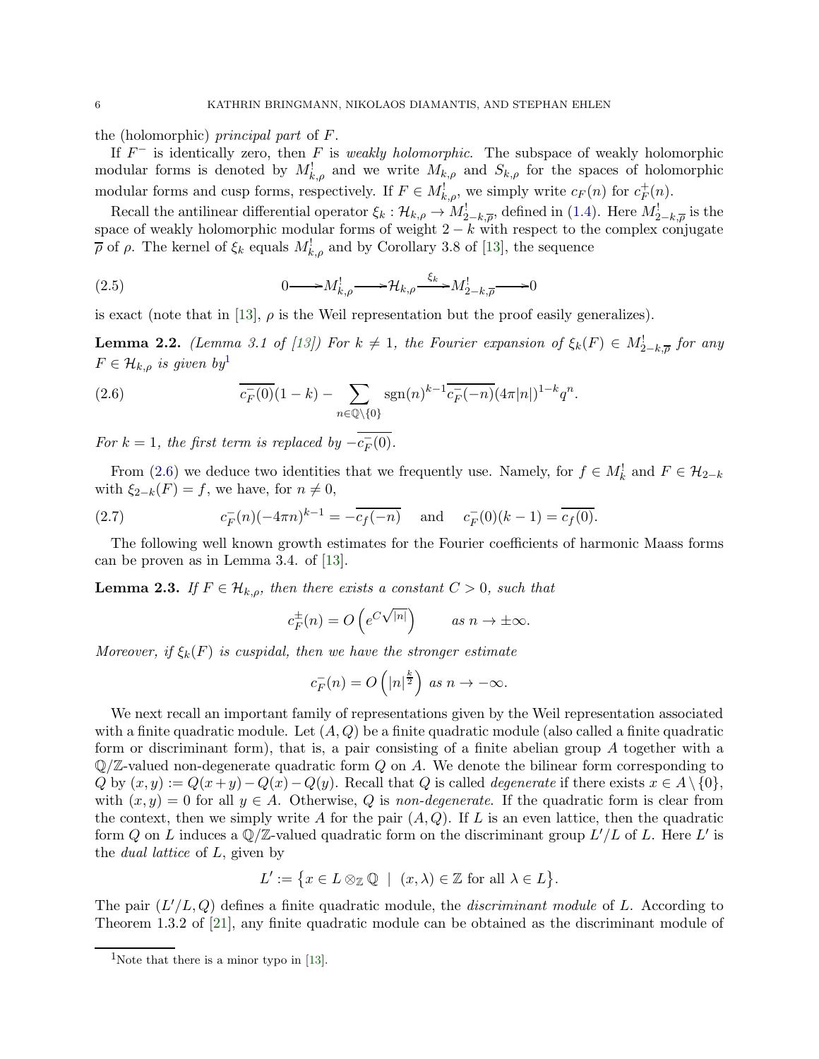the (holomorphic) *principal part* of $F$.

If $F^-$ is identically zero, then $F$ is *weakly holomorphic.* The subspace of weakly holomorphic modular forms is denoted by $M^!_{k,\rho}$ and we write $M_{k,\rho}$ and $S_{k,\rho}$ for the spaces of holomorphic modular forms and cusp forms, respectively. If $F \in M^!_{k,\rho}$, we simply write $c_F(n)$ for $c^+_F(n)$.

Recall the antilinear differential operator $\xi_k : \mathcal{H}_{k,\rho} \to M^!_{2-k,\overline{\rho}}$, defined in (1.4). Here $M^!_{2-k,\overline{\rho}}$ is the space of weakly holomorphic modular forms of weight $2-k$ with respect to the complex conjugate $\overline{\rho}$ of $\rho$. The kernel of $\xi_k$ equals $M^!_{k,\rho}$ and by Corollary 3.8 of [13], the sequence

$$0 \longrightarrow M^!_{k,\rho} \longrightarrow \mathcal{H}_{k,\rho} \xrightarrow{\xi_k} M^!_{2-k,\overline{\rho}} \longrightarrow 0 \tag{2.5}$$

is exact (note that in [13], $\rho$ is the Weil representation but the proof easily generalizes).

**Lemma 2.2.** *(Lemma 3.1 of [13]) For $k \neq 1$, the Fourier expansion of $\xi_k(F) \in M^!_{2-k,\overline{\rho}}$ for any $F \in \mathcal{H}_{k,\rho}$ is given by*[1]

$$\overline{c^-_F(0)}(1-k) - \sum_{n \in \mathbb{Q}\setminus\{0\}} \operatorname{sgn}(n)^{k-1}\overline{c^-_F(-n)}(4\pi|n|)^{1-k}q^n. \tag{2.6}$$

*For $k = 1$, the first term is replaced by $-\overline{c^-_F(0)}$.*

From (2.6) we deduce two identities that we frequently use. Namely, for $f \in M^!_k$ and $F \in \mathcal{H}_{2-k}$ with $\xi_{2-k}(F) = f$, we have, for $n \neq 0$,

$$c^-_F(n)(-4\pi n)^{k-1} = -\overline{c_f(-n)} \quad \text{and} \quad c^-_F(0)(k-1) = \overline{c_f(0)}. \tag{2.7}$$

The following well known growth estimates for the Fourier coefficients of harmonic Maass forms can be proven as in Lemma 3.4. of [13].

**Lemma 2.3.** *If $F \in \mathcal{H}_{k,\rho}$, then there exists a constant $C > 0$, such that*

$$c^{\pm}_F(n) = O\left(e^{C\sqrt{|n|}}\right) \qquad \text{as } n \to \pm\infty.$$

*Moreover, if $\xi_k(F)$ is cuspidal, then we have the stronger estimate*

$$c^-_F(n) = O\left(|n|^{\frac{k}{2}}\right) \text{ as } n \to -\infty.$$

We next recall an important family of representations given by the Weil representation associated with a finite quadratic module. Let $(A, Q)$ be a finite quadratic module (also called a finite quadratic form or discriminant form), that is, a pair consisting of a finite abelian group $A$ together with a $\mathbb{Q}/\mathbb{Z}$-valued non-degenerate quadratic form $Q$ on $A$. We denote the bilinear form corresponding to $Q$ by $(x, y) := Q(x+y) - Q(x) - Q(y)$. Recall that $Q$ is called *degenerate* if there exists $x \in A \setminus \{0\}$, with $(x, y) = 0$ for all $y \in A$. Otherwise, $Q$ is *non-degenerate*. If the quadratic form is clear from the context, then we simply write $A$ for the pair $(A, Q)$. If $L$ is an even lattice, then the quadratic form $Q$ on $L$ induces a $\mathbb{Q}/\mathbb{Z}$-valued quadratic form on the discriminant group $L'/L$ of $L$. Here $L'$ is the *dual lattice* of $L$, given by

$$L' := \left\{x \in L \otimes_{\mathbb{Z}} \mathbb{Q} \;\; | \;\; (x, \lambda) \in \mathbb{Z} \text{ for all } \lambda \in L\right\}.$$

The pair $(L'/L, Q)$ defines a finite quadratic module, the *discriminant module* of $L$. According to Theorem 1.3.2 of [21], any finite quadratic module can be obtained as the discriminant module of

[1] Note that there is a minor typo in [13].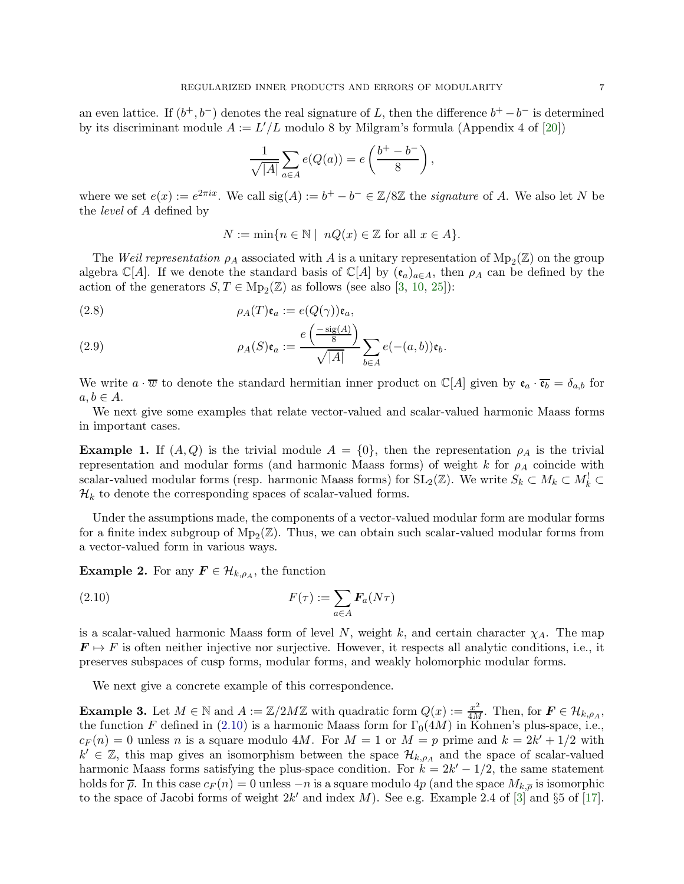an even lattice. If $(b^+, b^-)$ denotes the real signature of $L$, then the difference $b^+ - b^-$ is determined by its discriminant module $A := L'/L$ modulo 8 by Milgram's formula (Appendix 4 of [20])

$$\frac{1}{\sqrt{|A|}} \sum_{a \in A} e(Q(a)) = e\left(\frac{b^+ - b^-}{8}\right),$$

where we set $e(x) := e^{2\pi i x}$. We call $\mathrm{sig}(A) := b^+ - b^- \in \mathbb{Z}/8\mathbb{Z}$ the *signature* of $A$. We also let $N$ be the *level* of $A$ defined by

$$N := \min\{n \in \mathbb{N} \mid \ nQ(x) \in \mathbb{Z} \text{ for all } x \in A\}.$$

The *Weil representation* $\rho_A$ associated with $A$ is a unitary representation of $\mathrm{Mp}_2(\mathbb{Z})$ on the group algebra $\mathbb{C}[A]$. If we denote the standard basis of $\mathbb{C}[A]$ by $(\mathfrak{e}_a)_{a \in A}$, then $\rho_A$ can be defined by the action of the generators $S, T \in \mathrm{Mp}_2(\mathbb{Z})$ as follows (see also [3, 10, 25]):

$$\rho_A(T)\mathfrak{e}_a := e(Q(\gamma))\mathfrak{e}_a, \tag{2.8}$$

$$\rho_A(S)\mathfrak{e}_a := \frac{e\left(\frac{-\mathrm{sig}(A)}{8}\right)}{\sqrt{|A|}} \sum_{b \in A} e(-(a,b))\mathfrak{e}_b. \tag{2.9}$$

We write $a \cdot \overline{w}$ to denote the standard hermitian inner product on $\mathbb{C}[A]$ given by $\mathfrak{e}_a \cdot \overline{\mathfrak{e}_b} = \delta_{a,b}$ for $a, b \in A$.

We next give some examples that relate vector-valued and scalar-valued harmonic Maass forms in important cases.

**Example 1.** If $(A, Q)$ is the trivial module $A = \{0\}$, then the representation $\rho_A$ is the trivial representation and modular forms (and harmonic Maass forms) of weight $k$ for $\rho_A$ coincide with scalar-valued modular forms (resp. harmonic Maass forms) for $\mathrm{SL}_2(\mathbb{Z})$. We write $S_k \subset M_k \subset M_k^! \subset \mathcal{H}_k$ to denote the corresponding spaces of scalar-valued forms.

Under the assumptions made, the components of a vector-valued modular form are modular forms for a finite index subgroup of $\mathrm{Mp}_2(\mathbb{Z})$. Thus, we can obtain such scalar-valued modular forms from a vector-valued form in various ways.

**Example 2.** For any $\boldsymbol{F} \in \mathcal{H}_{k,\rho_A}$, the function

$$F(\tau) := \sum_{a \in A} \boldsymbol{F}_a(N\tau) \tag{2.10}$$

is a scalar-valued harmonic Maass form of level $N$, weight $k$, and certain character $\chi_A$. The map $\boldsymbol{F} \mapsto F$ is often neither injective nor surjective. However, it respects all analytic conditions, i.e., it preserves subspaces of cusp forms, modular forms, and weakly holomorphic modular forms.

We next give a concrete example of this correspondence.

**Example 3.** Let $M \in \mathbb{N}$ and $A := \mathbb{Z}/2M\mathbb{Z}$ with quadratic form $Q(x) := \frac{x^2}{4M}$. Then, for $\boldsymbol{F} \in \mathcal{H}_{k,\rho_A}$, the function $F$ defined in (2.10) is a harmonic Maass form for $\Gamma_0(4M)$ in Kohnen's plus-space, i.e., $c_F(n) = 0$ unless $n$ is a square modulo $4M$. For $M = 1$ or $M = p$ prime and $k = 2k' + 1/2$ with $k' \in \mathbb{Z}$, this map gives an isomorphism between the space $\mathcal{H}_{k,\rho_A}$ and the space of scalar-valued harmonic Maass forms satisfying the plus-space condition. For $k = 2k' - 1/2$, the same statement holds for $\overline{\rho}$. In this case $c_F(n) = 0$ unless $-n$ is a square modulo $4p$ (and the space $M_{k,\overline{\rho}}$ is isomorphic to the space of Jacobi forms of weight $2k'$ and index $M$). See e.g. Example 2.4 of [3] and §5 of [17].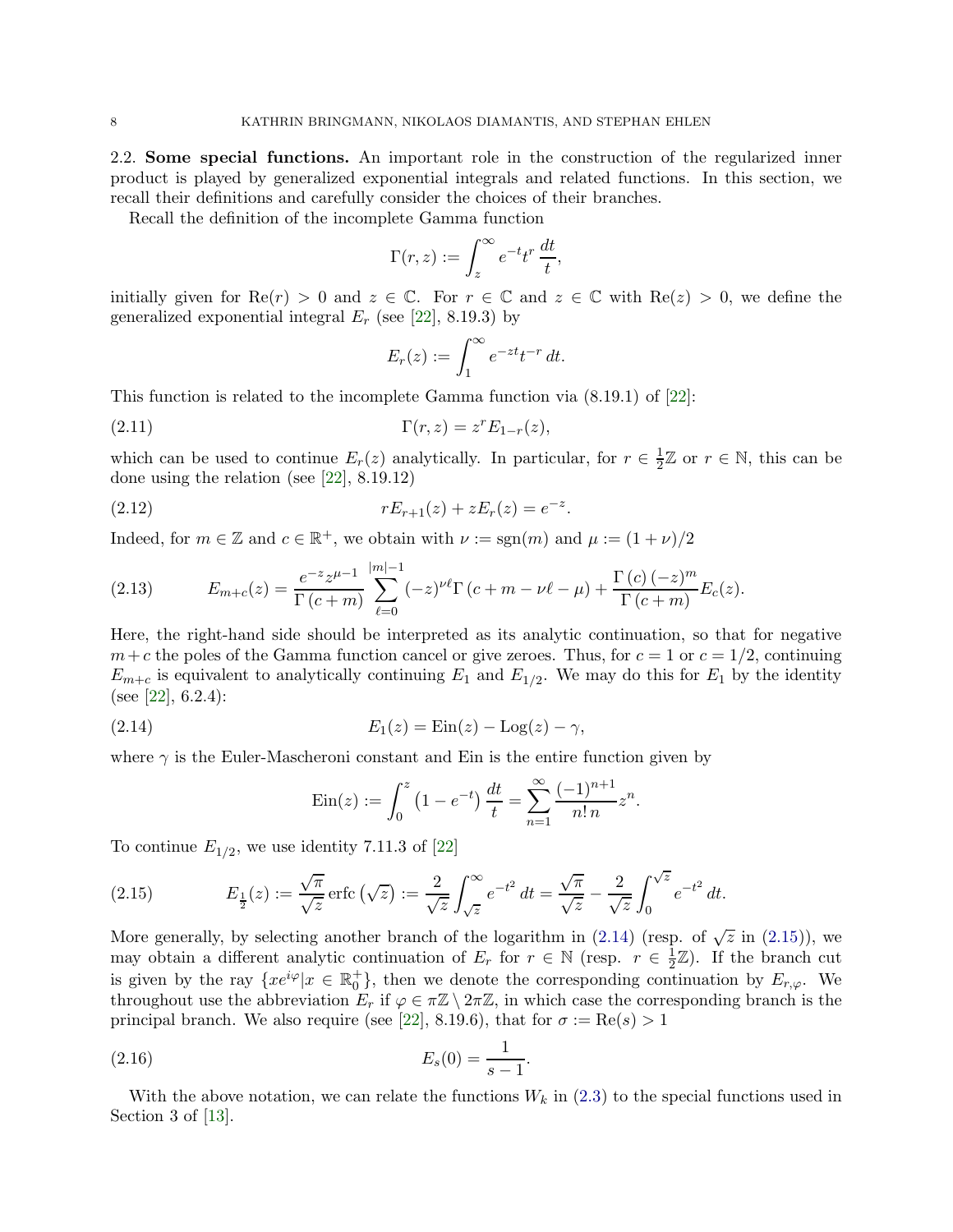### 2.2. Some special functions.

An important role in the construction of the regularized inner product is played by generalized exponential integrals and related functions. In this section, we recall their definitions and carefully consider the choices of their branches.

Recall the definition of the incomplete Gamma function

$$\Gamma(r,z) := \int_z^\infty e^{-t} t^r \, \frac{dt}{t},$$

initially given for $\mathrm{Re}(r) > 0$ and $z \in \mathbb{C}$. For $r \in \mathbb{C}$ and $z \in \mathbb{C}$ with $\mathrm{Re}(z) > 0$, we define the generalized exponential integral $E_r$ (see [22], 8.19.3) by

$$E_r(z) := \int_1^\infty e^{-zt} t^{-r} \, dt.$$

This function is related to the incomplete Gamma function via (8.19.1) of [22]:

$$\Gamma(r,z) = z^r E_{1-r}(z), \tag{2.11}$$

which can be used to continue $E_r(z)$ analytically. In particular, for $r \in \frac{1}{2}\mathbb{Z}$ or $r \in \mathbb{N}$, this can be done using the relation (see [22], 8.19.12)

$$rE_{r+1}(z) + zE_r(z) = e^{-z}. \tag{2.12}$$

Indeed, for $m \in \mathbb{Z}$ and $c \in \mathbb{R}^+$, we obtain with $\nu := \mathrm{sgn}(m)$ and $\mu := (1+\nu)/2$

$$E_{m+c}(z) = \frac{e^{-z} z^{\mu-1}}{\Gamma(c+m)} \sum_{\ell=0}^{|m|-1} (-z)^{\nu\ell} \Gamma(c+m-\nu\ell-\mu) + \frac{\Gamma(c)(-z)^m}{\Gamma(c+m)} E_c(z). \tag{2.13}$$

Here, the right-hand side should be interpreted as its analytic continuation, so that for negative $m+c$ the poles of the Gamma function cancel or give zeroes. Thus, for $c=1$ or $c=1/2$, continuing $E_{m+c}$ is equivalent to analytically continuing $E_1$ and $E_{1/2}$. We may do this for $E_1$ by the identity (see [22], 6.2.4):

$$E_1(z) = \mathrm{Ein}(z) - \mathrm{Log}(z) - \gamma, \tag{2.14}$$

where $\gamma$ is the Euler-Mascheroni constant and Ein is the entire function given by

$$\mathrm{Ein}(z) := \int_0^z \left(1 - e^{-t}\right) \frac{dt}{t} = \sum_{n=1}^\infty \frac{(-1)^{n+1}}{n!\, n} z^n.$$

To continue $E_{1/2}$, we use identity 7.11.3 of [22]

$$E_{\frac{1}{2}}(z) := \frac{\sqrt{\pi}}{\sqrt{z}} \mathrm{erfc}\left(\sqrt{z}\right) := \frac{2}{\sqrt{z}} \int_{\sqrt{z}}^\infty e^{-t^2} \, dt = \frac{\sqrt{\pi}}{\sqrt{z}} - \frac{2}{\sqrt{z}} \int_0^{\sqrt{z}} e^{-t^2} \, dt. \tag{2.15}$$

More generally, by selecting another branch of the logarithm in (2.14) (resp. of $\sqrt{z}$ in (2.15)), we may obtain a different analytic continuation of $E_r$ for $r \in \mathbb{N}$ (resp. $r \in \frac{1}{2}\mathbb{Z}$). If the branch cut is given by the ray $\{xe^{i\varphi} | x \in \mathbb{R}_0^+\}$, then we denote the corresponding continuation by $E_{r,\varphi}$. We throughout use the abbreviation $E_r$ if $\varphi \in \pi\mathbb{Z} \setminus 2\pi\mathbb{Z}$, in which case the corresponding branch is the principal branch. We also require (see [22], 8.19.6), that for $\sigma := \mathrm{Re}(s) > 1$

$$E_s(0) = \frac{1}{s-1}. \tag{2.16}$$

With the above notation, we can relate the functions $W_k$ in (2.3) to the special functions used in Section 3 of [13].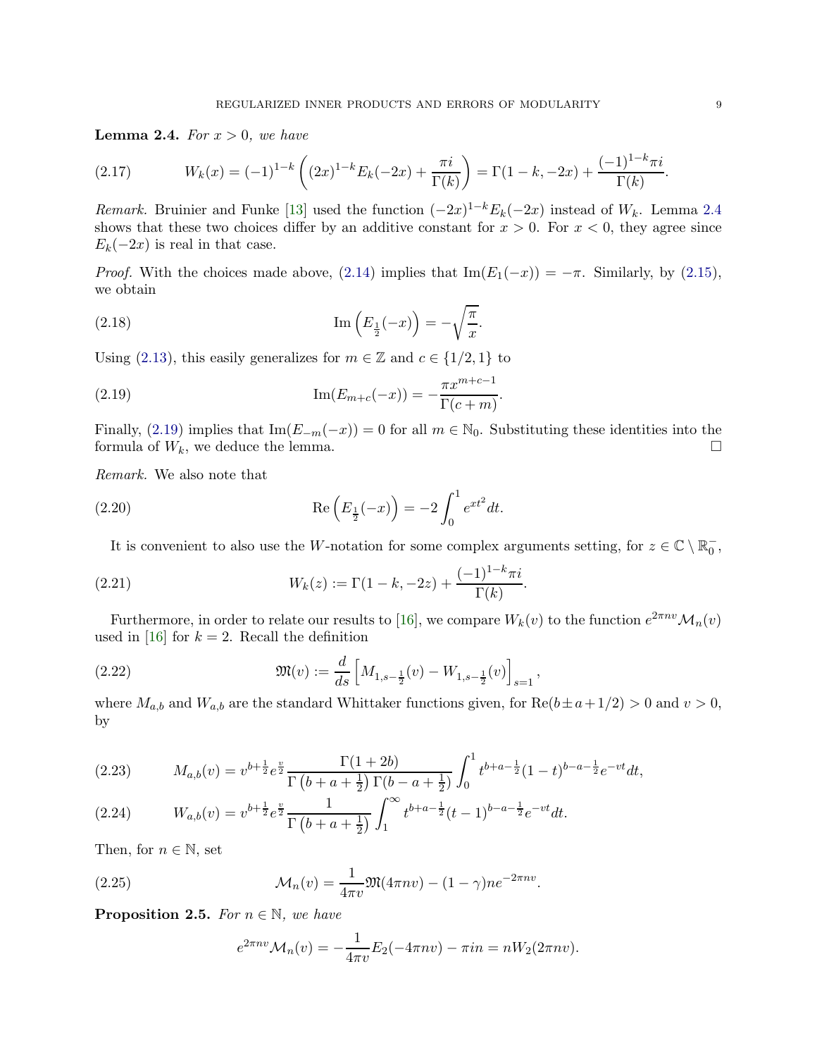**Lemma 2.4.** *For $x > 0$, we have*

$$W_k(x) = (-1)^{1-k}\left((2x)^{1-k}E_k(-2x) + \frac{\pi i}{\Gamma(k)}\right) = \Gamma(1-k,-2x) + \frac{(-1)^{1-k}\pi i}{\Gamma(k)}. \tag{2.17}$$

*Remark.* Bruinier and Funke [13] used the function $(-2x)^{1-k}E_k(-2x)$ instead of $W_k$. Lemma 2.4 shows that these two choices differ by an additive constant for $x > 0$. For $x < 0$, they agree since $E_k(-2x)$ is real in that case.

*Proof.* With the choices made above, (2.14) implies that $\mathrm{Im}(E_1(-x)) = -\pi$. Similarly, by (2.15), we obtain

$$\mathrm{Im}\left(E_{\frac{1}{2}}(-x)\right) = -\sqrt{\frac{\pi}{x}}. \tag{2.18}$$

Using (2.13), this easily generalizes for $m \in \mathbb{Z}$ and $c \in \{1/2, 1\}$ to

$$\mathrm{Im}(E_{m+c}(-x)) = -\frac{\pi x^{m+c-1}}{\Gamma(c+m)}. \tag{2.19}$$

Finally, (2.19) implies that $\mathrm{Im}(E_{-m}(-x)) = 0$ for all $m \in \mathbb{N}_0$. Substituting these identities into the formula of $W_k$, we deduce the lemma. $\square$

*Remark.* We also note that

$$\mathrm{Re}\left(E_{\frac{1}{2}}(-x)\right) = -2\int_0^1 e^{xt^2}dt. \tag{2.20}$$

It is convenient to also use the $W$-notation for some complex arguments setting, for $z \in \mathbb{C} \setminus \mathbb{R}_0^-$,

$$W_k(z) := \Gamma(1-k,-2z) + \frac{(-1)^{1-k}\pi i}{\Gamma(k)}. \tag{2.21}$$

Furthermore, in order to relate our results to [16], we compare $W_k(v)$ to the function $e^{2\pi n v}\mathcal{M}_n(v)$ used in [16] for $k = 2$. Recall the definition

$$\mathfrak{M}(v) := \frac{d}{ds}\left[M_{1,s-\frac{1}{2}}(v) - W_{1,s-\frac{1}{2}}(v)\right]_{s=1}, \tag{2.22}$$

where $M_{a,b}$ and $W_{a,b}$ are the standard Whittaker functions given, for $\mathrm{Re}(b \pm a + 1/2) > 0$ and $v > 0$, by

$$M_{a,b}(v) = v^{b+\frac{1}{2}}e^{\frac{v}{2}}\frac{\Gamma(1+2b)}{\Gamma\left(b+a+\frac{1}{2}\right)\Gamma\left(b-a+\frac{1}{2}\right)}\int_0^1 t^{b+a-\frac{1}{2}}(1-t)^{b-a-\frac{1}{2}}e^{-vt}dt, \tag{2.23}$$

$$W_{a,b}(v) = v^{b+\frac{1}{2}}e^{\frac{v}{2}}\frac{1}{\Gamma\left(b+a+\frac{1}{2}\right)}\int_1^\infty t^{b+a-\frac{1}{2}}(t-1)^{b-a-\frac{1}{2}}e^{-vt}dt. \tag{2.24}$$

Then, for $n \in \mathbb{N}$, set

$$\mathcal{M}_n(v) = \frac{1}{4\pi v}\mathfrak{M}(4\pi n v) - (1-\gamma)ne^{-2\pi n v}. \tag{2.25}$$

**Proposition 2.5.** *For $n \in \mathbb{N}$, we have*

$$e^{2\pi n v}\mathcal{M}_n(v) = -\frac{1}{4\pi v}E_2(-4\pi n v) - \pi i n = nW_2(2\pi n v).$$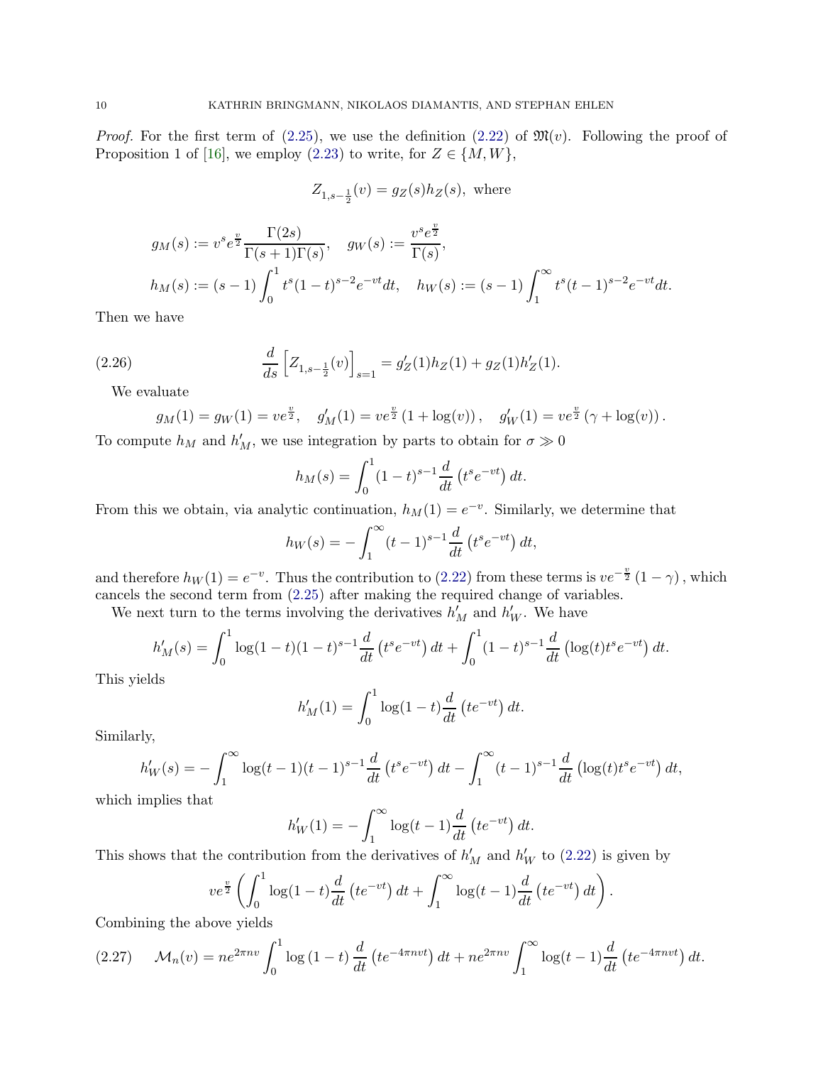*Proof.* For the first term of (2.25), we use the definition (2.22) of $\mathfrak{M}(v)$. Following the proof of Proposition 1 of [16], we employ (2.23) to write, for $Z \in \{M, W\}$,

$$Z_{1,s-\frac{1}{2}}(v) = g_Z(s)h_Z(s), \text{ where}$$

$$g_M(s) := v^s e^{\frac{v}{2}} \frac{\Gamma(2s)}{\Gamma(s+1)\Gamma(s)}, \quad g_W(s) := \frac{v^s e^{\frac{v}{2}}}{\Gamma(s)},$$
$$h_M(s) := (s-1)\int_0^1 t^s(1-t)^{s-2}e^{-vt}dt, \quad h_W(s) := (s-1)\int_1^\infty t^s(t-1)^{s-2}e^{-vt}dt.$$

Then we have

$$\frac{d}{ds}\left[Z_{1,s-\frac{1}{2}}(v)\right]_{s=1} = g_Z'(1)h_Z(1) + g_Z(1)h_Z'(1). \tag{2.26}$$

We evaluate

$$g_M(1) = g_W(1) = ve^{\frac{v}{2}}, \quad g_M'(1) = ve^{\frac{v}{2}}\left(1 + \log(v)\right), \quad g_W'(1) = ve^{\frac{v}{2}}\left(\gamma + \log(v)\right).$$

To compute $h_M$ and $h_M'$, we use integration by parts to obtain for $\sigma \gg 0$

$$h_M(s) = \int_0^1 (1-t)^{s-1}\frac{d}{dt}\left(t^s e^{-vt}\right)dt.$$

From this we obtain, via analytic continuation, $h_M(1) = e^{-v}$. Similarly, we determine that

$$h_W(s) = -\int_1^\infty (t-1)^{s-1}\frac{d}{dt}\left(t^s e^{-vt}\right)dt,$$

and therefore $h_W(1) = e^{-v}$. Thus the contribution to (2.22) from these terms is $ve^{-\frac{v}{2}}(1-\gamma)$, which cancels the second term from (2.25) after making the required change of variables.

We next turn to the terms involving the derivatives $h_M'$ and $h_W'$. We have

$$h_M'(s) = \int_0^1 \log(1-t)(1-t)^{s-1}\frac{d}{dt}\left(t^s e^{-vt}\right)dt + \int_0^1 (1-t)^{s-1}\frac{d}{dt}\left(\log(t)t^s e^{-vt}\right)dt.$$

This yields

$$h_M'(1) = \int_0^1 \log(1-t)\frac{d}{dt}\left(te^{-vt}\right)dt.$$

Similarly,

$$h_W'(s) = -\int_1^\infty \log(t-1)(t-1)^{s-1}\frac{d}{dt}\left(t^s e^{-vt}\right)dt - \int_1^\infty (t-1)^{s-1}\frac{d}{dt}\left(\log(t)t^s e^{-vt}\right)dt,$$

which implies that

$$h_W'(1) = -\int_1^\infty \log(t-1)\frac{d}{dt}\left(te^{-vt}\right)dt.$$

This shows that the contribution from the derivatives of $h_M'$ and $h_W'$ to (2.22) is given by

$$ve^{\frac{v}{2}}\left(\int_0^1 \log(1-t)\frac{d}{dt}\left(te^{-vt}\right)dt + \int_1^\infty \log(t-1)\frac{d}{dt}\left(te^{-vt}\right)dt\right).$$

Combining the above yields

$$\mathcal{M}_n(v) = ne^{2\pi nv}\int_0^1 \log\left(1-t\right)\frac{d}{dt}\left(te^{-4\pi nvt}\right)dt + ne^{2\pi nv}\int_1^\infty \log(t-1)\frac{d}{dt}\left(te^{-4\pi nvt}\right)dt. \tag{2.27}$$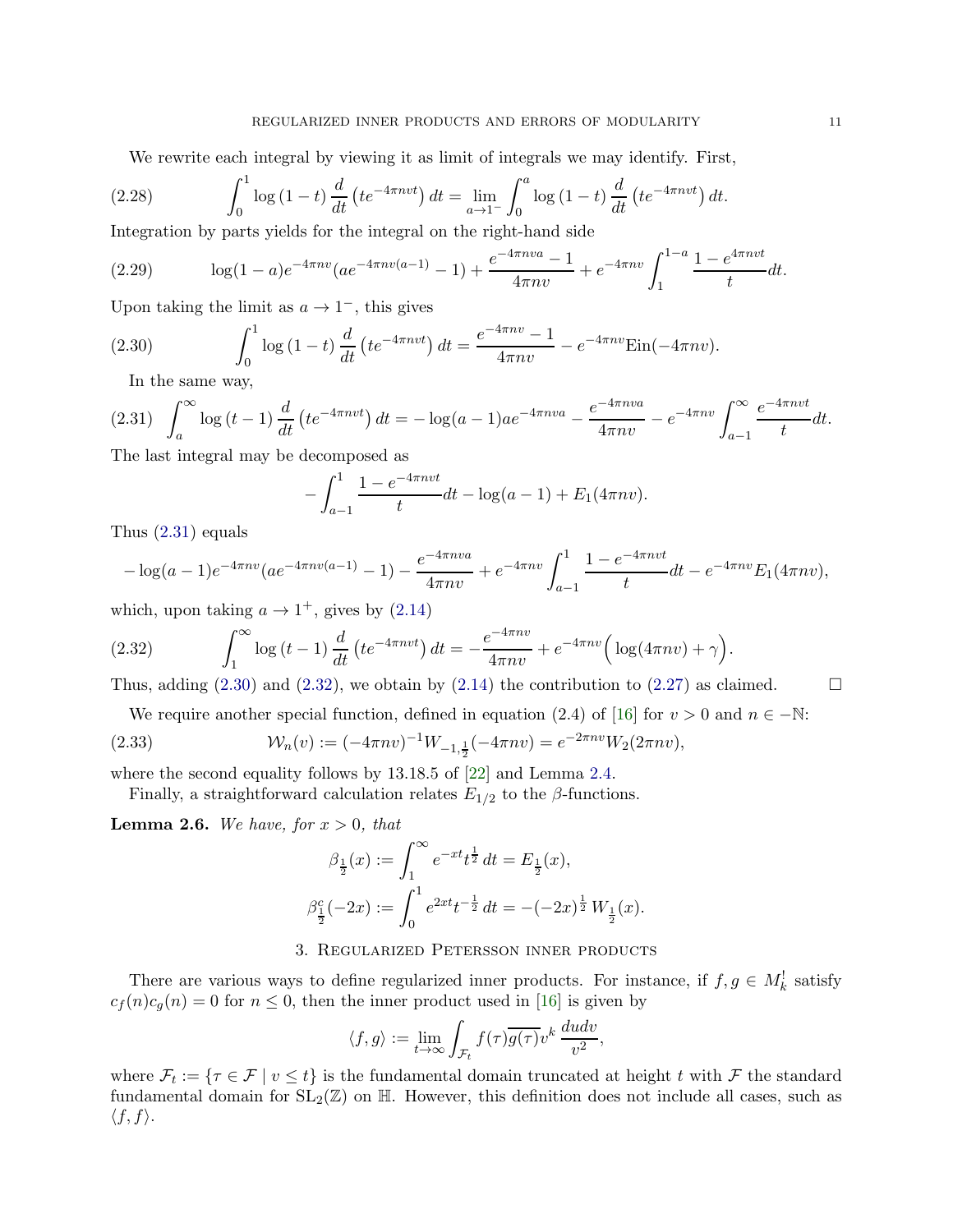We rewrite each integral by viewing it as limit of integrals we may identify. First,

$$\int_0^1 \log(1-t) \frac{d}{dt}\left(te^{-4\pi nvt}\right) dt = \lim_{a\to 1^-} \int_0^a \log(1-t) \frac{d}{dt}\left(te^{-4\pi nvt}\right) dt. \tag{2.28}$$

Integration by parts yields for the integral on the right-hand side

$$\log(1-a)e^{-4\pi nv}(ae^{-4\pi nv(a-1)}-1) + \frac{e^{-4\pi nva}-1}{4\pi nv} + e^{-4\pi nv}\int_1^{1-a} \frac{1-e^{4\pi nvt}}{t} dt. \tag{2.29}$$

Upon taking the limit as $a \to 1^-$, this gives

$$\int_0^1 \log(1-t) \frac{d}{dt}\left(te^{-4\pi nvt}\right) dt = \frac{e^{-4\pi nv}-1}{4\pi nv} - e^{-4\pi nv}\mathrm{Ein}(-4\pi nv). \tag{2.30}$$

In the same way,

$$\int_a^\infty \log(t-1) \frac{d}{dt}\left(te^{-4\pi nvt}\right) dt = -\log(a-1)ae^{-4\pi nva} - \frac{e^{-4\pi nva}}{4\pi nv} - e^{-4\pi nv}\int_{a-1}^\infty \frac{e^{-4\pi nvt}}{t} dt. \tag{2.31}$$

The last integral may be decomposed as

$$-\int_{a-1}^1 \frac{1-e^{-4\pi nvt}}{t} dt - \log(a-1) + E_1(4\pi nv).$$

Thus (2.31) equals

$$-\log(a-1)e^{-4\pi nv}(ae^{-4\pi nv(a-1)}-1) - \frac{e^{-4\pi nva}}{4\pi nv} + e^{-4\pi nv}\int_{a-1}^1 \frac{1-e^{-4\pi nvt}}{t} dt - e^{-4\pi nv}E_1(4\pi nv),$$

which, upon taking $a \to 1^+$, gives by (2.14)

$$\int_1^\infty \log(t-1) \frac{d}{dt}\left(te^{-4\pi nvt}\right) dt = -\frac{e^{-4\pi nv}}{4\pi nv} + e^{-4\pi nv}\Big(\log(4\pi nv) + \gamma\Big). \tag{2.32}$$

Thus, adding (2.30) and (2.32), we obtain by (2.14) the contribution to (2.27) as claimed. $\square$

We require another special function, defined in equation (2.4) of [16] for $v > 0$ and $n \in -\mathbb{N}$:

$$\mathcal{W}_n(v) := (-4\pi nv)^{-1} W_{-1,\frac{1}{2}}(-4\pi nv) = e^{-2\pi nv} W_2(2\pi nv), \tag{2.33}$$

where the second equality follows by 13.18.5 of [22] and Lemma 2.4.

Finally, a straightforward calculation relates $E_{1/2}$ to the $\beta$-functions.

**Lemma 2.6.** *We have, for $x > 0$, that*

$$\beta_{\frac{1}{2}}(x) := \int_1^\infty e^{-xt} t^{\frac{1}{2}}\, dt = E_{\frac{1}{2}}(x),$$
$$\beta^c_{\frac{1}{2}}(-2x) := \int_0^1 e^{2xt} t^{-\frac{1}{2}}\, dt = -(-2x)^{\frac{1}{2}}\, W_{\frac{1}{2}}(x).$$

## 3. Regularized Petersson inner products

There are various ways to define regularized inner products. For instance, if $f, g \in M_k^!$ satisfy $c_f(n)c_g(n) = 0$ for $n \le 0$, then the inner product used in [16] is given by

$$\langle f, g\rangle := \lim_{t\to\infty} \int_{\mathcal{F}_t} f(\tau)\overline{g(\tau)} v^k \,\frac{du dv}{v^2},$$

where $\mathcal{F}_t := \{\tau \in \mathcal{F} \mid v \le t\}$ is the fundamental domain truncated at height $t$ with $\mathcal{F}$ the standard fundamental domain for $\mathrm{SL}_2(\mathbb{Z})$ on $\mathbb{H}$. However, this definition does not include all cases, such as $\langle f, f\rangle$.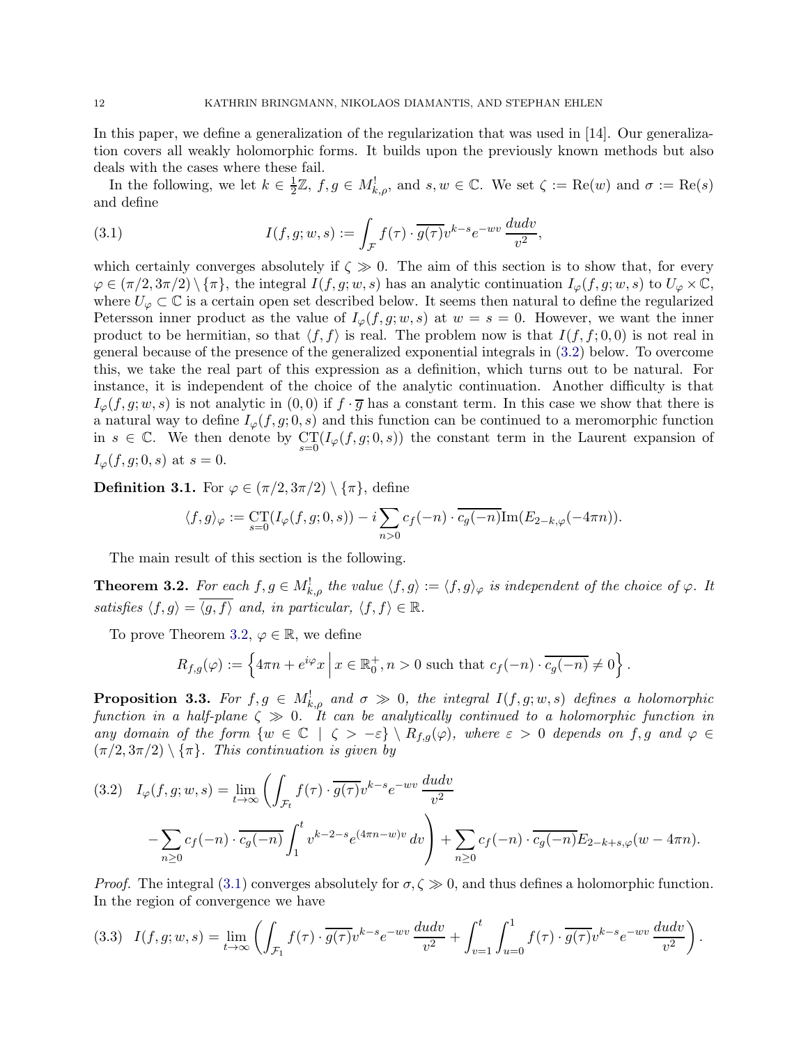In this paper, we define a generalization of the regularization that was used in [14]. Our generalization covers all weakly holomorphic forms. It builds upon the previously known methods but also deals with the cases where these fail.

In the following, we let $k \in \frac{1}{2}\mathbb{Z}$, $f, g \in M^!_{k,\rho}$, and $s, w \in \mathbb{C}$. We set $\zeta := \mathrm{Re}(w)$ and $\sigma := \mathrm{Re}(s)$ and define

$$I(f, g; w, s) := \int_{\mathcal{F}} f(\tau) \cdot \overline{g(\tau)} v^{k-s} e^{-wv} \, \frac{dudv}{v^2}, \tag{3.1}$$

which certainly converges absolutely if $\zeta \gg 0$. The aim of this section is to show that, for every $\varphi \in (\pi/2, 3\pi/2) \setminus \{\pi\}$, the integral $I(f, g; w, s)$ has an analytic continuation $I_\varphi(f, g; w, s)$ to $U_\varphi \times \mathbb{C}$, where $U_\varphi \subset \mathbb{C}$ is a certain open set described below. It seems then natural to define the regularized Petersson inner product as the value of $I_\varphi(f, g; w, s)$ at $w = s = 0$. However, we want the inner product to be hermitian, so that $\langle f, f \rangle$ is real. The problem now is that $I(f, f; 0, 0)$ is not real in general because of the presence of the generalized exponential integrals in (3.2) below. To overcome this, we take the real part of this expression as a definition, which turns out to be natural. For instance, it is independent of the choice of the analytic continuation. Another difficulty is that $I_\varphi(f, g; w, s)$ is not analytic in $(0, 0)$ if $f \cdot \overline{g}$ has a constant term. In this case we show that there is a natural way to define $I_\varphi(f, g; 0, s)$ and this function can be continued to a meromorphic function in $s \in \mathbb{C}$. We then denote by $\underset{s=0}{\mathrm{CT}}(I_\varphi(f, g; 0, s))$ the constant term in the Laurent expansion of $I_\varphi(f, g; 0, s)$ at $s = 0$.

**Definition 3.1.** For $\varphi \in (\pi/2, 3\pi/2) \setminus \{\pi\}$, define

$$\langle f, g \rangle_\varphi := \underset{s=0}{\mathrm{CT}}(I_\varphi(f, g; 0, s)) - i \sum_{n>0} c_f(-n) \cdot \overline{c_g(-n)} \mathrm{Im}(E_{2-k,\varphi}(-4\pi n)).$$

The main result of this section is the following.

**Theorem 3.2.** *For each $f, g \in M^!_{k,\rho}$ the value $\langle f, g \rangle := \langle f, g \rangle_\varphi$ is independent of the choice of $\varphi$. It satisfies $\langle f, g \rangle = \overline{\langle g, f \rangle}$ and, in particular, $\langle f, f \rangle \in \mathbb{R}$.*

To prove Theorem 3.2, $\varphi \in \mathbb{R}$, we define

$$R_{f,g}(\varphi) := \left\{ 4\pi n + e^{i\varphi} x \,\middle|\, x \in \mathbb{R}^+_0, n > 0 \text{ such that } c_f(-n) \cdot \overline{c_g(-n)} \neq 0 \right\}.$$

**Proposition 3.3.** *For $f, g \in M^!_{k,\rho}$ and $\sigma \gg 0$, the integral $I(f, g; w, s)$ defines a holomorphic function in a half-plane $\zeta \gg 0$. It can be analytically continued to a holomorphic function in any domain of the form $\{w \in \mathbb{C} \mid \zeta > -\varepsilon\} \setminus R_{f,g}(\varphi)$, where $\varepsilon > 0$ depends on $f, g$ and $\varphi \in (\pi/2, 3\pi/2) \setminus \{\pi\}$. This continuation is given by*

$$\begin{aligned} I_\varphi(f, g; w, s) = \lim_{t \to \infty} \Bigg( & \int_{\mathcal{F}_t} f(\tau) \cdot \overline{g(\tau)} v^{k-s} e^{-wv} \, \frac{dudv}{v^2} \\ & - \sum_{n \geq 0} c_f(-n) \cdot \overline{c_g(-n)} \int_1^t v^{k-2-s} e^{(4\pi n - w)v} \, dv \Bigg) + \sum_{n \geq 0} c_f(-n) \cdot \overline{c_g(-n)} E_{2-k+s,\varphi}(w - 4\pi n). \end{aligned} \tag{3.2}$$

*Proof.* The integral (3.1) converges absolutely for $\sigma, \zeta \gg 0$, and thus defines a holomorphic function. In the region of convergence we have

$$I(f, g; w, s) = \lim_{t \to \infty} \left( \int_{\mathcal{F}_1} f(\tau) \cdot \overline{g(\tau)} v^{k-s} e^{-wv} \, \frac{dudv}{v^2} + \int_{v=1}^t \int_{u=0}^1 f(\tau) \cdot \overline{g(\tau)} v^{k-s} e^{-wv} \, \frac{dudv}{v^2} \right). \tag{3.3}$$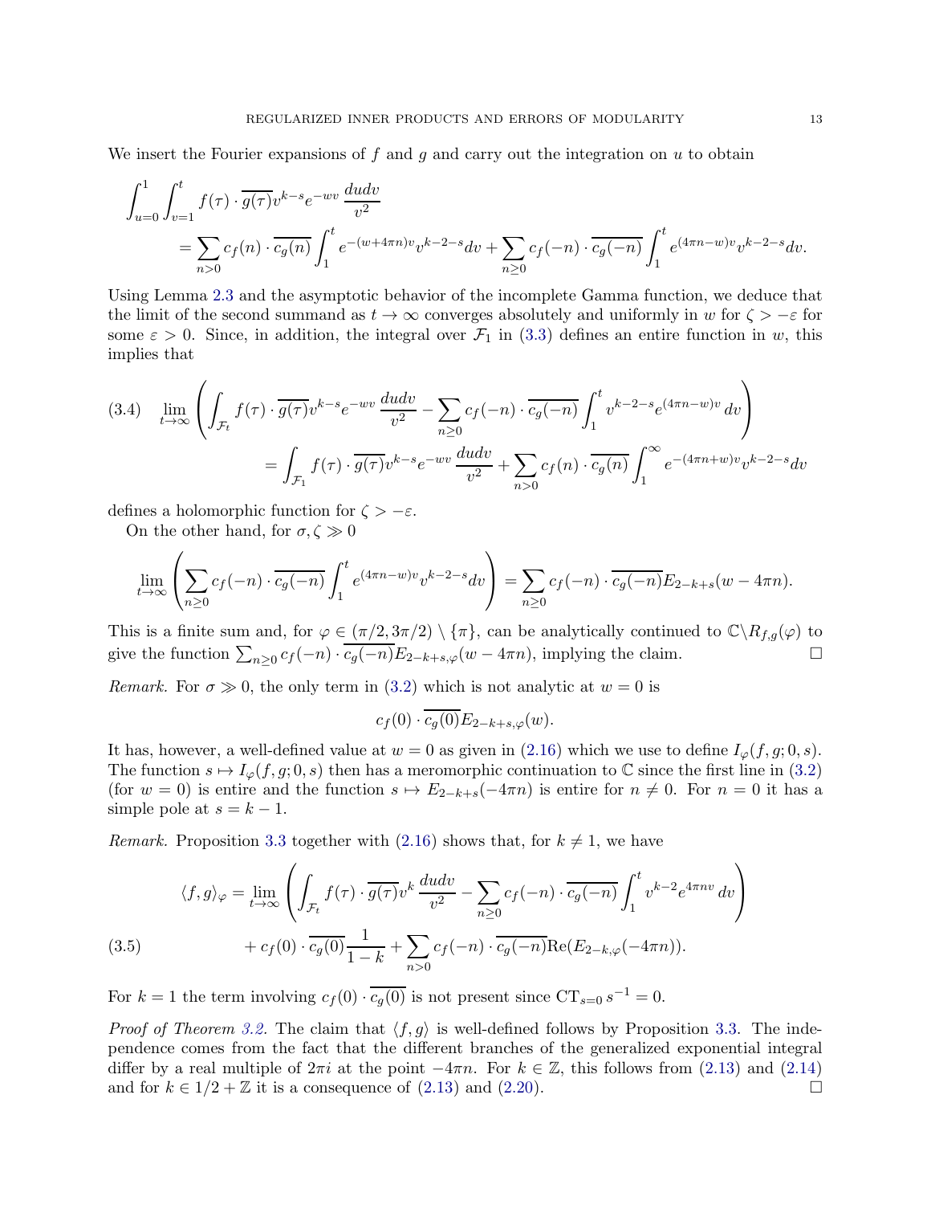We insert the Fourier expansions of $f$ and $g$ and carry out the integration on $u$ to obtain

$$\int_{u=0}^{1}\int_{v=1}^{t} f(\tau)\cdot\overline{g(\tau)}v^{k-s}e^{-wv}\,\frac{dudv}{v^2}$$
$$=\sum_{n>0} c_f(n)\cdot\overline{c_g(n)}\int_1^t e^{-(w+4\pi n)v}v^{k-2-s}dv+\sum_{n\geq 0} c_f(-n)\cdot\overline{c_g(-n)}\int_1^t e^{(4\pi n-w)v}v^{k-2-s}dv.$$

Using Lemma 2.3 and the asymptotic behavior of the incomplete Gamma function, we deduce that the limit of the second summand as $t\to\infty$ converges absolutely and uniformly in $w$ for $\zeta>-\varepsilon$ for some $\varepsilon>0$. Since, in addition, the integral over $\mathcal{F}_1$ in (3.3) defines an entire function in $w$, this implies that

$$\lim_{t\to\infty}\left(\int_{\mathcal{F}_t} f(\tau)\cdot\overline{g(\tau)}v^{k-s}e^{-wv}\,\frac{dudv}{v^2}-\sum_{n\geq 0} c_f(-n)\cdot\overline{c_g(-n)}\int_1^t v^{k-2-s}e^{(4\pi n-w)v}\,dv\right)$$
$$=\int_{\mathcal{F}_1} f(\tau)\cdot\overline{g(\tau)}v^{k-s}e^{-wv}\,\frac{dudv}{v^2}+\sum_{n>0} c_f(n)\cdot\overline{c_g(n)}\int_1^\infty e^{-(4\pi n+w)v}v^{k-2-s}dv \tag{3.4}$$

defines a holomorphic function for $\zeta>-\varepsilon$.

On the other hand, for $\sigma,\zeta\gg 0$

$$\lim_{t\to\infty}\left(\sum_{n\geq 0} c_f(-n)\cdot\overline{c_g(-n)}\int_1^t e^{(4\pi n-w)v}v^{k-2-s}dv\right)=\sum_{n\geq 0} c_f(-n)\cdot\overline{c_g(-n)}E_{2-k+s}(w-4\pi n).$$

This is a finite sum and, for $\varphi\in(\pi/2,3\pi/2)\setminus\{\pi\}$, can be analytically continued to $\mathbb{C}\backslash R_{f,g}(\varphi)$ to give the function $\sum_{n\geq 0} c_f(-n)\cdot\overline{c_g(-n)}E_{2-k+s,\varphi}(w-4\pi n)$, implying the claim. $\square$

*Remark.* For $\sigma\gg 0$, the only term in (3.2) which is not analytic at $w=0$ is

$$c_f(0)\cdot\overline{c_g(0)}E_{2-k+s,\varphi}(w).$$

It has, however, a well-defined value at $w=0$ as given in (2.16) which we use to define $I_\varphi(f,g;0,s)$. The function $s\mapsto I_\varphi(f,g;0,s)$ then has a meromorphic continuation to $\mathbb{C}$ since the first line in (3.2) (for $w=0$) is entire and the function $s\mapsto E_{2-k+s}(-4\pi n)$ is entire for $n\neq 0$. For $n=0$ it has a simple pole at $s=k-1$.

*Remark.* Proposition 3.3 together with (2.16) shows that, for $k\neq 1$, we have

$$\langle f,g\rangle_\varphi=\lim_{t\to\infty}\left(\int_{\mathcal{F}_t} f(\tau)\cdot\overline{g(\tau)}v^{k}\,\frac{dudv}{v^2}-\sum_{n\geq 0} c_f(-n)\cdot\overline{c_g(-n)}\int_1^t v^{k-2}e^{4\pi nv}\,dv\right)$$
$$+\,c_f(0)\cdot\overline{c_g(0)}\frac{1}{1-k}+\sum_{n>0} c_f(-n)\cdot\overline{c_g(-n)}\mathrm{Re}(E_{2-k,\varphi}(-4\pi n)). \tag{3.5}$$

For $k=1$ the term involving $c_f(0)\cdot\overline{c_g(0)}$ is not present since $\mathrm{CT}_{s=0}\,s^{-1}=0$.

*Proof of Theorem 3.2.* The claim that $\langle f,g\rangle$ is well-defined follows by Proposition 3.3. The independence comes from the fact that the different branches of the generalized exponential integral differ by a real multiple of $2\pi i$ at the point $-4\pi n$. For $k\in\mathbb{Z}$, this follows from (2.13) and (2.14) and for $k\in 1/2+\mathbb{Z}$ it is a consequence of (2.13) and (2.20). $\square$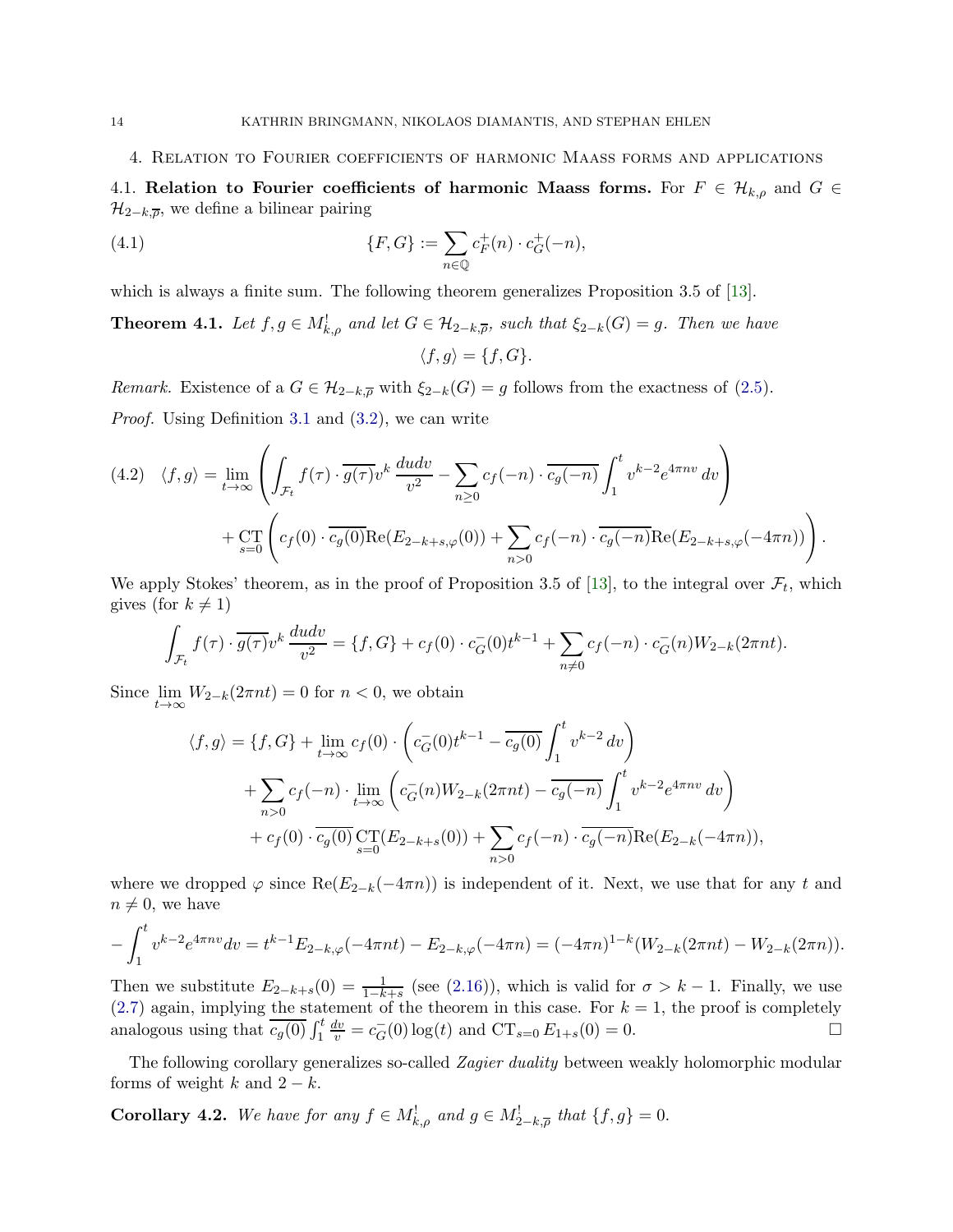## 4. Relation to Fourier coefficients of harmonic Maass forms and applications

### 4.1. Relation to Fourier coefficients of harmonic Maass forms.

For $F \in \mathcal{H}_{k,\rho}$ and $G \in \mathcal{H}_{2-k,\overline{\rho}}$, we define a bilinear pairing

$$\{F, G\} := \sum_{n \in \mathbb{Q}} c_F^+(n) \cdot c_G^+(-n), \tag{4.1}$$

which is always a finite sum. The following theorem generalizes Proposition 3.5 of [13].

**Theorem 4.1.** *Let $f, g \in M^!_{k,\rho}$ and let $G \in \mathcal{H}_{2-k,\overline{\rho}}$, such that $\xi_{2-k}(G) = g$. Then we have*

$$\langle f, g \rangle = \{f, G\}.$$

*Remark.* Existence of a $G \in \mathcal{H}_{2-k,\overline{\rho}}$ with $\xi_{2-k}(G) = g$ follows from the exactness of (2.5).

*Proof.* Using Definition 3.1 and (3.2), we can write

$$\begin{aligned}\langle f, g \rangle = \lim_{t \to \infty} &\left( \int_{\mathcal{F}_t} f(\tau) \cdot \overline{g(\tau)} v^k \, \frac{dudv}{v^2} - \sum_{n \geq 0} c_f(-n) \cdot \overline{c_g(-n)} \int_1^t v^{k-2} e^{4\pi n v} \, dv \right) \\ &+ \operatorname*{CT}_{s=0} \left( c_f(0) \cdot \overline{c_g(0)} \mathrm{Re}(E_{2-k+s,\varphi}(0)) + \sum_{n > 0} c_f(-n) \cdot \overline{c_g(-n)} \mathrm{Re}(E_{2-k+s,\varphi}(-4\pi n)) \right).\end{aligned} \tag{4.2}$$

We apply Stokes' theorem, as in the proof of Proposition 3.5 of [13], to the integral over $\mathcal{F}_t$, which gives (for $k \neq 1$)

$$\int_{\mathcal{F}_t} f(\tau) \cdot \overline{g(\tau)} v^k \, \frac{dudv}{v^2} = \{f, G\} + c_f(0) \cdot c_G^-(0) t^{k-1} + \sum_{n \neq 0} c_f(-n) \cdot c_G^-(n) W_{2-k}(2\pi n t).$$

Since $\lim_{t \to \infty} W_{2-k}(2\pi n t) = 0$ for $n < 0$, we obtain

$$\begin{aligned}\langle f, g \rangle = \{f, G\} &+ \lim_{t \to \infty} c_f(0) \cdot \left( c_G^-(0) t^{k-1} - \overline{c_g(0)} \int_1^t v^{k-2} \, dv \right) \\ &+ \sum_{n > 0} c_f(-n) \cdot \lim_{t \to \infty} \left( c_G^-(n) W_{2-k}(2\pi n t) - \overline{c_g(-n)} \int_1^t v^{k-2} e^{4\pi n v} \, dv \right) \\ &+ c_f(0) \cdot \overline{c_g(0)} \operatorname*{CT}_{s=0}(E_{2-k+s}(0)) + \sum_{n > 0} c_f(-n) \cdot \overline{c_g(-n)} \mathrm{Re}(E_{2-k}(-4\pi n)),\end{aligned}$$

where we dropped $\varphi$ since $\mathrm{Re}(E_{2-k}(-4\pi n))$ is independent of it. Next, we use that for any $t$ and $n \neq 0$, we have

$$-\int_1^t v^{k-2} e^{4\pi n v} dv = t^{k-1} E_{2-k,\varphi}(-4\pi n t) - E_{2-k,\varphi}(-4\pi n) = (-4\pi n)^{1-k} (W_{2-k}(2\pi n t) - W_{2-k}(2\pi n)).$$

Then we substitute $E_{2-k+s}(0) = \frac{1}{1-k+s}$ (see (2.16)), which is valid for $\sigma > k-1$. Finally, we use (2.7) again, implying the statement of the theorem in this case. For $k = 1$, the proof is completely analogous using that $\overline{c_g(0)} \int_1^t \frac{dv}{v} = c_G^-(0) \log(t)$ and $\mathrm{CT}_{s=0} E_{1+s}(0) = 0$. $\square$

The following corollary generalizes so-called *Zagier duality* between weakly holomorphic modular forms of weight $k$ and $2-k$.

**Corollary 4.2.** *We have for any $f \in M^!_{k,\rho}$ and $g \in M^!_{2-k,\overline{\rho}}$ that $\{f, g\} = 0$.*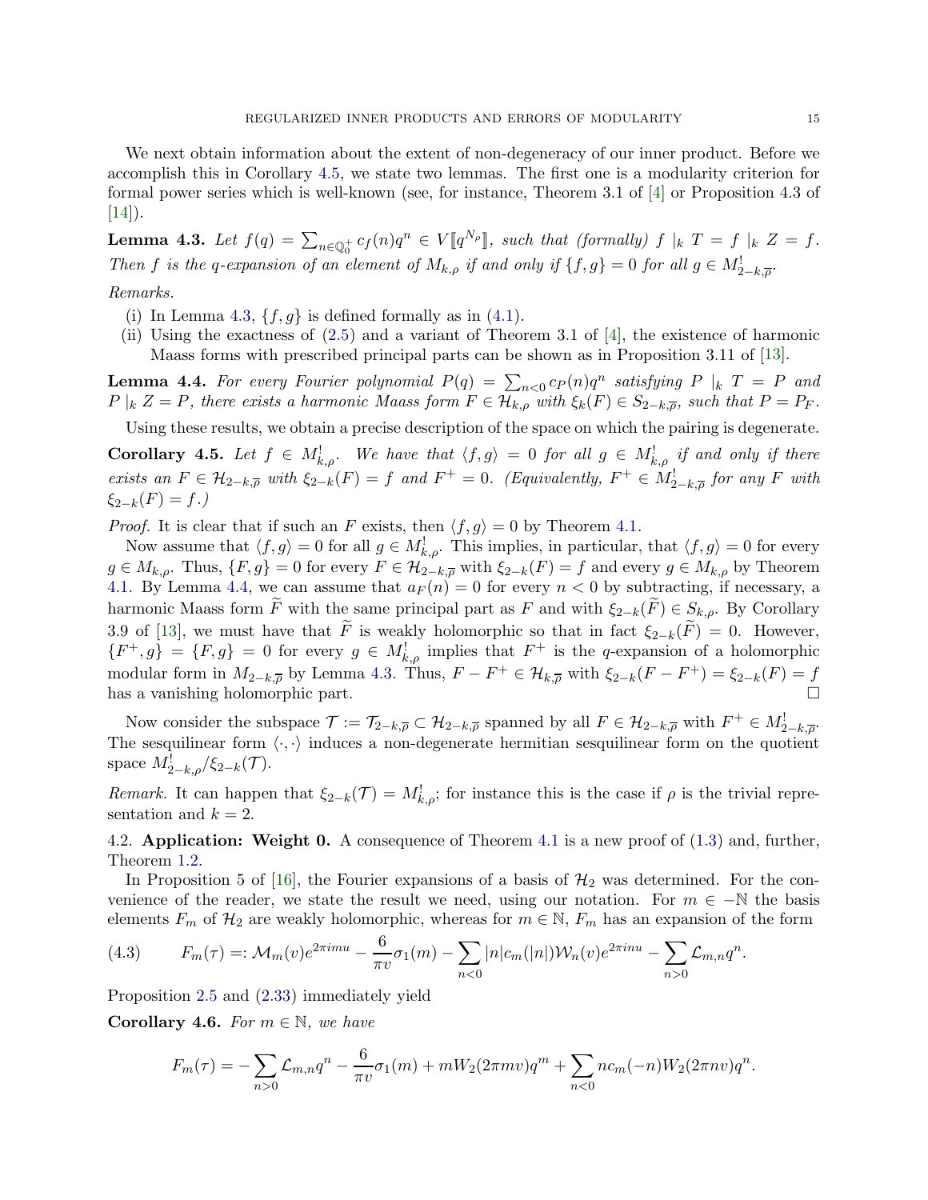We next obtain information about the extent of non-degeneracy of our inner product. Before we accomplish this in Corollary 4.5, we state two lemmas. The first one is a modularity criterion for formal power series which is well-known (see, for instance, Theorem 3.1 of [4] or Proposition 4.3 of [14]).

**Lemma 4.3.** *Let $f(q) = \sum_{n\in\mathbb{Q}_0^+} c_f(n)q^n \in V[\![q^{N_\rho}]\!]$, such that (formally) $f \mid_k T = f \mid_k Z = f$. Then $f$ is the $q$-expansion of an element of $M_{k,\rho}$ if and only if $\{f, g\} = 0$ for all $g \in M^!_{2-k,\overline{\rho}}$.*

*Remarks.*

1. In Lemma 4.3, $\{f, g\}$ is defined formally as in (4.1).
2. Using the exactness of (2.5) and a variant of Theorem 3.1 of [4], the existence of harmonic Maass forms with prescribed principal parts can be shown as in Proposition 3.11 of [13].

**Lemma 4.4.** *For every Fourier polynomial $P(q) = \sum_{n<0} c_P(n)q^n$ satisfying $P \mid_k T = P$ and $P \mid_k Z = P$, there exists a harmonic Maass form $F \in \mathcal{H}_{k,\rho}$ with $\xi_k(F) \in S_{2-k,\overline{\rho}}$, such that $P = P_F$.*

Using these results, we obtain a precise description of the space on which the pairing is degenerate.

**Corollary 4.5.** *Let $f \in M^!_{k,\rho}$. We have that $\langle f, g\rangle = 0$ for all $g \in M^!_{k,\rho}$ if and only if there exists an $F \in \mathcal{H}_{2-k,\overline{\rho}}$ with $\xi_{2-k}(F) = f$ and $F^+ = 0$. (Equivalently, $F^+ \in M^!_{2-k,\overline{\rho}}$ for any $F$ with $\xi_{2-k}(F) = f$.)*

*Proof.* It is clear that if such an $F$ exists, then $\langle f, g\rangle = 0$ by Theorem 4.1.

Now assume that $\langle f, g\rangle = 0$ for all $g \in M^!_{k,\rho}$. This implies, in particular, that $\langle f, g\rangle = 0$ for every $g \in M_{k,\rho}$. Thus, $\{F, g\} = 0$ for every $F \in \mathcal{H}_{2-k,\overline{\rho}}$ with $\xi_{2-k}(F) = f$ and every $g \in M_{k,\rho}$ by Theorem 4.1. By Lemma 4.4, we can assume that $a_F(n) = 0$ for every $n < 0$ by subtracting, if necessary, a harmonic Maass form $\widetilde{F}$ with the same principal part as $F$ and with $\xi_{2-k}(\widetilde{F}) \in S_{k,\rho}$. By Corollary 3.9 of [13], we must have that $\widetilde{F}$ is weakly holomorphic so that in fact $\xi_{2-k}(\widetilde{F}) = 0$. However, $\{F^+, g\} = \{F, g\} = 0$ for every $g \in M^!_{k,\rho}$ implies that $F^+$ is the $q$-expansion of a holomorphic modular form in $M_{2-k,\overline{\rho}}$ by Lemma 4.3. Thus, $F - F^+ \in \mathcal{H}_{k,\overline{\rho}}$ with $\xi_{2-k}(F - F^+) = \xi_{2-k}(F) = f$ has a vanishing holomorphic part. $\square$

Now consider the subspace $\mathcal{T} := \mathcal{T}_{2-k,\overline{\rho}} \subset \mathcal{H}_{2-k,\overline{\rho}}$ spanned by all $F \in \mathcal{H}_{2-k,\overline{\rho}}$ with $F^+ \in M^!_{2-k,\overline{\rho}}$. The sesquilinear form $\langle\cdot,\cdot\rangle$ induces a non-degenerate hermitian sesquilinear form on the quotient space $M^!_{2-k,\rho}/\xi_{2-k}(\mathcal{T})$.

*Remark.* It can happen that $\xi_{2-k}(\mathcal{T}) = M^!_{k,\rho}$; for instance this is the case if $\rho$ is the trivial representation and $k = 2$.

## 4.2. Application: Weight 0.

A consequence of Theorem 4.1 is a new proof of (1.3) and, further, Theorem 1.2.

In Proposition 5 of [16], the Fourier expansions of a basis of $\mathcal{H}_2$ was determined. For the convenience of the reader, we state the result we need, using our notation. For $m \in -\mathbb{N}$ the basis elements $F_m$ of $\mathcal{H}_2$ are weakly holomorphic, whereas for $m \in \mathbb{N}$, $F_m$ has an expansion of the form

$$F_m(\tau) =: \mathcal{M}_m(v)e^{2\pi imu} - \frac{6}{\pi v}\sigma_1(m) - \sum_{n<0}|n|c_m(|n|)\mathcal{W}_n(v)e^{2\pi inu} - \sum_{n>0}\mathcal{L}_{m,n}q^n. \tag{4.3}$$

Proposition 2.5 and (2.33) immediately yield

**Corollary 4.6.** *For $m \in \mathbb{N}$, we have*

$$F_m(\tau) = -\sum_{n>0}\mathcal{L}_{m,n}q^n - \frac{6}{\pi v}\sigma_1(m) + mW_2(2\pi mv)q^m + \sum_{n<0}nc_m(-n)W_2(2\pi nv)q^n.$$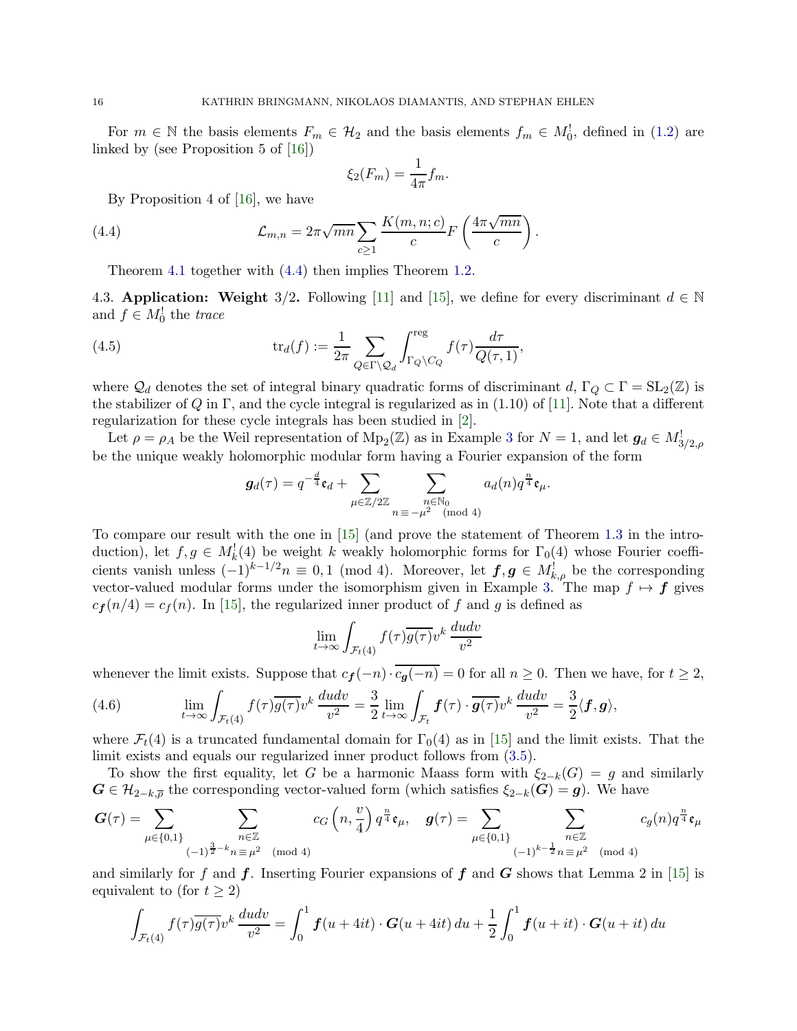For $m \in \mathbb{N}$ the basis elements $F_m \in \mathcal{H}_2$ and the basis elements $f_m \in M_0^!$, defined in (1.2) are linked by (see Proposition 5 of [16])

$$\xi_2(F_m) = \frac{1}{4\pi} f_m.$$

By Proposition 4 of [16], we have

$$\mathcal{L}_{m,n} = 2\pi\sqrt{mn} \sum_{c\geq 1} \frac{K(m,n;c)}{c} F\left(\frac{4\pi\sqrt{mn}}{c}\right). \tag{4.4}$$

Theorem 4.1 together with (4.4) then implies Theorem 1.2.

**4.3. Application: Weight 3/2.** Following [11] and [15], we define for every discriminant $d \in \mathbb{N}$ and $f \in M_0^!$ the *trace*

$$\operatorname{tr}_d(f) := \frac{1}{2\pi} \sum_{Q \in \Gamma\backslash\mathcal{Q}_d} \int_{\Gamma_Q \backslash C_Q}^{\mathrm{reg}} f(\tau) \frac{d\tau}{Q(\tau,1)}, \tag{4.5}$$

where $\mathcal{Q}_d$ denotes the set of integral binary quadratic forms of discriminant $d$, $\Gamma_Q \subset \Gamma = \mathrm{SL}_2(\mathbb{Z})$ is the stabilizer of $Q$ in $\Gamma$, and the cycle integral is regularized as in (1.10) of [11]. Note that a different regularization for these cycle integrals has been studied in [2].

Let $\rho = \rho_A$ be the Weil representation of $\mathrm{Mp}_2(\mathbb{Z})$ as in Example 3 for $N=1$, and let $\boldsymbol{g}_d \in M_{3/2,\rho}^!$ be the unique weakly holomorphic modular form having a Fourier expansion of the form

$$\boldsymbol{g}_d(\tau) = q^{-\frac{d}{4}}\mathfrak{e}_d + \sum_{\mu \in \mathbb{Z}/2\mathbb{Z}} \sum_{\substack{n \in \mathbb{N}_0 \\ n \equiv -\mu^2 \pmod 4}} a_d(n) q^{\frac{n}{4}} \mathfrak{e}_\mu.$$

To compare our result with the one in [15] (and prove the statement of Theorem 1.3 in the introduction), let $f, g \in M_k^!(4)$ be weight $k$ weakly holomorphic forms for $\Gamma_0(4)$ whose Fourier coefficients vanish unless $(-1)^{k-1/2} n \equiv 0,1 \pmod 4$. Moreover, let $\boldsymbol{f}, \boldsymbol{g} \in M_{k,\rho}^!$ be the corresponding vector-valued modular forms under the isomorphism given in Example 3. The map $f \mapsto \boldsymbol{f}$ gives $c_{\boldsymbol{f}}(n/4) = c_f(n)$. In [15], the regularized inner product of $f$ and $g$ is defined as

$$\lim_{t\to\infty} \int_{\mathcal{F}_t(4)} f(\tau)\overline{g(\tau)} v^k \, \frac{dudv}{v^2}$$

whenever the limit exists. Suppose that $c_{\boldsymbol{f}}(-n) \cdot \overline{c_{\boldsymbol{g}}(-n)} = 0$ for all $n \geq 0$. Then we have, for $t \geq 2$,

$$\lim_{t\to\infty} \int_{\mathcal{F}_t(4)} f(\tau)\overline{g(\tau)} v^k \, \frac{dudv}{v^2} = \frac{3}{2} \lim_{t\to\infty} \int_{\mathcal{F}_t} \boldsymbol{f}(\tau) \cdot \overline{\boldsymbol{g}(\tau)} v^k \, \frac{dudv}{v^2} = \frac{3}{2} \langle \boldsymbol{f}, \boldsymbol{g} \rangle, \tag{4.6}$$

where $\mathcal{F}_t(4)$ is a truncated fundamental domain for $\Gamma_0(4)$ as in [15] and the limit exists. That the limit exists and equals our regularized inner product follows from (3.5).

To show the first equality, let $G$ be a harmonic Maass form with $\xi_{2-k}(G) = g$ and similarly $\boldsymbol{G} \in \mathcal{H}_{2-k,\overline{\rho}}$ the corresponding vector-valued form (which satisfies $\xi_{2-k}(\boldsymbol{G}) = \boldsymbol{g}$). We have

$$\boldsymbol{G}(\tau) = \sum_{\mu \in \{0,1\}} \sum_{\substack{n \in \mathbb{Z} \\ (-1)^{\frac{3}{2}-k} n \equiv \mu^2 \pmod 4}} c_G\left(n, \frac{v}{4}\right) q^{\frac{n}{4}} \mathfrak{e}_\mu, \quad \boldsymbol{g}(\tau) = \sum_{\mu \in \{0,1\}} \sum_{\substack{n \in \mathbb{Z} \\ (-1)^{k-\frac{1}{2}} n \equiv \mu^2 \pmod 4}} c_g(n) q^{\frac{n}{4}} \mathfrak{e}_\mu$$

and similarly for $f$ and $\boldsymbol{f}$. Inserting Fourier expansions of $\boldsymbol{f}$ and $\boldsymbol{G}$ shows that Lemma 2 in [15] is equivalent to (for $t \geq 2$)

$$\int_{\mathcal{F}_t(4)} f(\tau)\overline{g(\tau)} v^k \, \frac{dudv}{v^2} = \int_0^1 \boldsymbol{f}(u+4it) \cdot \boldsymbol{G}(u+4it) \, du + \frac{1}{2} \int_0^1 \boldsymbol{f}(u+it) \cdot \boldsymbol{G}(u+it) \, du$$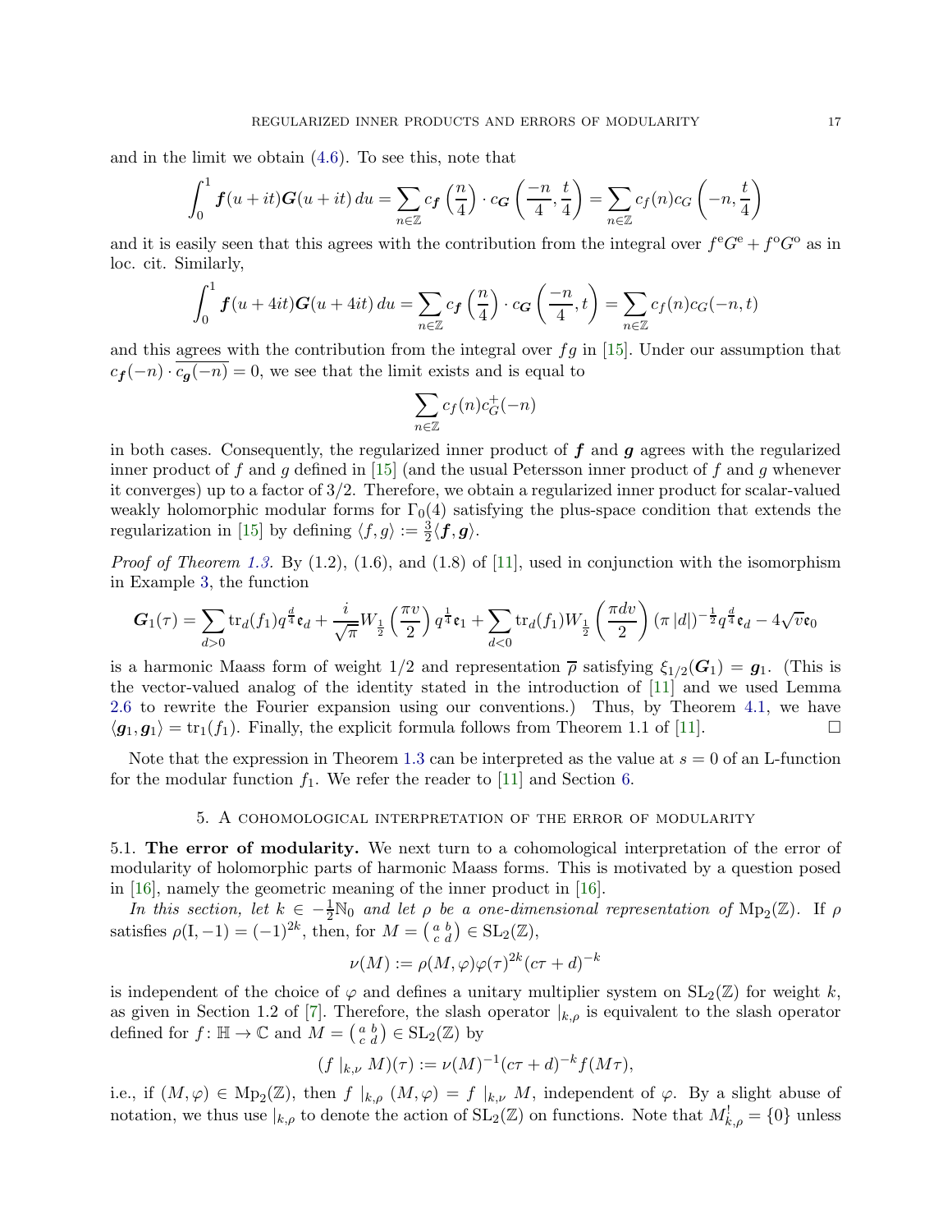and in the limit we obtain (4.6). To see this, note that

$$\int_0^1 \boldsymbol{f}(u+it)\boldsymbol{G}(u+it)\,du = \sum_{n\in\mathbb{Z}} c_{\boldsymbol{f}}\left(\frac{n}{4}\right)\cdot c_{\boldsymbol{G}}\left(\frac{-n}{4},\frac{t}{4}\right) = \sum_{n\in\mathbb{Z}} c_f(n)c_G\left(-n,\frac{t}{4}\right)$$

and it is easily seen that this agrees with the contribution from the integral over $f^{\mathrm{e}}G^{\mathrm{e}} + f^{\mathrm{o}}G^{\mathrm{o}}$ as in loc. cit. Similarly,

$$\int_0^1 \boldsymbol{f}(u+4it)\boldsymbol{G}(u+4it)\,du = \sum_{n\in\mathbb{Z}} c_{\boldsymbol{f}}\left(\frac{n}{4}\right)\cdot c_{\boldsymbol{G}}\left(\frac{-n}{4},t\right) = \sum_{n\in\mathbb{Z}} c_f(n)c_G(-n,t)$$

and this agrees with the contribution from the integral over $fg$ in [15]. Under our assumption that $c_{\boldsymbol{f}}(-n)\cdot\overline{c_{\boldsymbol{g}}(-n)} = 0$, we see that the limit exists and is equal to

$$\sum_{n\in\mathbb{Z}} c_f(n)c_G^+(-n)$$

in both cases. Consequently, the regularized inner product of $\boldsymbol{f}$ and $\boldsymbol{g}$ agrees with the regularized inner product of $f$ and $g$ defined in [15] (and the usual Petersson inner product of $f$ and $g$ whenever it converges) up to a factor of $3/2$. Therefore, we obtain a regularized inner product for scalar-valued weakly holomorphic modular forms for $\Gamma_0(4)$ satisfying the plus-space condition that extends the regularization in [15] by defining $\langle f, g\rangle := \frac{3}{2}\langle \boldsymbol{f},\boldsymbol{g}\rangle$.

*Proof of Theorem 1.3.* By (1.2), (1.6), and (1.8) of [11], used in conjunction with the isomorphism in Example 3, the function

$$\boldsymbol{G}_1(\tau) = \sum_{d>0}\mathrm{tr}_d(f_1)q^{\frac{d}{4}}\mathfrak{e}_d + \frac{i}{\sqrt{\pi}}W_{\frac{1}{2}}\left(\frac{\pi v}{2}\right)q^{\frac{1}{4}}\mathfrak{e}_1 + \sum_{d<0}\mathrm{tr}_d(f_1)W_{\frac{1}{2}}\left(\frac{\pi d v}{2}\right)(\pi\,|d|)^{-\frac{1}{2}}q^{\frac{d}{4}}\mathfrak{e}_d - 4\sqrt{v}\mathfrak{e}_0$$

is a harmonic Maass form of weight $1/2$ and representation $\overline{\rho}$ satisfying $\xi_{1/2}(\boldsymbol{G}_1) = \boldsymbol{g}_1$. (This is the vector-valued analog of the identity stated in the introduction of [11] and we used Lemma 2.6 to rewrite the Fourier expansion using our conventions.) Thus, by Theorem 4.1, we have $\langle \boldsymbol{g}_1,\boldsymbol{g}_1\rangle = \mathrm{tr}_1(f_1)$. Finally, the explicit formula follows from Theorem 1.1 of [11]. □

Note that the expression in Theorem 1.3 can be interpreted as the value at $s=0$ of an L-function for the modular function $f_1$. We refer the reader to [11] and Section 6.

## 5. A cohomological interpretation of the error of modularity

**5.1. The error of modularity.** We next turn to a cohomological interpretation of the error of modularity of holomorphic parts of harmonic Maass forms. This is motivated by a question posed in [16], namely the geometric meaning of the inner product in [16].

*In this section, let $k \in -\frac{1}{2}\mathbb{N}_0$ and let $\rho$ be a one-dimensional representation of $\mathrm{Mp}_2(\mathbb{Z})$.* If $\rho$ satisfies $\rho(\mathrm{I},-1) = (-1)^{2k}$, then, for $M = \left(\begin{smallmatrix} a & b\\ c & d\end{smallmatrix}\right) \in \mathrm{SL}_2(\mathbb{Z})$,

$$\nu(M) := \rho(M,\varphi)\varphi(\tau)^{2k}(c\tau+d)^{-k}$$

is independent of the choice of $\varphi$ and defines a unitary multiplier system on $\mathrm{SL}_2(\mathbb{Z})$ for weight $k$, as given in Section 1.2 of [7]. Therefore, the slash operator $|_{k,\rho}$ is equivalent to the slash operator defined for $f\colon \mathbb{H}\to\mathbb{C}$ and $M = \left(\begin{smallmatrix} a & b\\ c & d\end{smallmatrix}\right) \in \mathrm{SL}_2(\mathbb{Z})$ by

$$(f\mid_{k,\nu} M)(\tau) := \nu(M)^{-1}(c\tau+d)^{-k}f(M\tau),$$

i.e., if $(M,\varphi)\in\mathrm{Mp}_2(\mathbb{Z})$, then $f\mid_{k,\rho}(M,\varphi) = f\mid_{k,\nu} M$, independent of $\varphi$. By a slight abuse of notation, we thus use $|_{k,\rho}$ to denote the action of $\mathrm{SL}_2(\mathbb{Z})$ on functions. Note that $M^!_{k,\rho} = \{0\}$ unless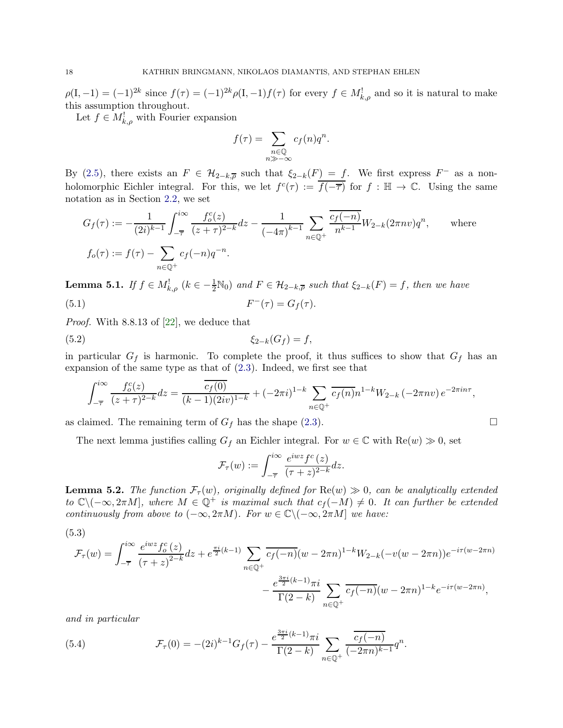$\rho(\mathrm{I},-1)=(-1)^{2k}$ since $f(\tau)=(-1)^{2k}\rho(\mathrm{I},-1)f(\tau)$ for every $f\in M^!_{k,\rho}$ and so it is natural to make this assumption throughout.

Let $f\in M^!_{k,\rho}$ with Fourier expansion

$$f(\tau)=\sum_{\substack{n\in\mathbb{Q}\\ n\gg-\infty}} c_f(n)q^n.$$

By (2.5), there exists an $F\in\mathcal{H}_{2-k,\overline{\rho}}$ such that $\xi_{2-k}(F)=f$. We first express $F^-$ as a non-holomorphic Eichler integral. For this, we let $f^c(\tau):=\overline{f(-\overline{\tau})}$ for $f:\mathbb{H}\to\mathbb{C}$. Using the same notation as in Section 2.2, we set

$$G_f(\tau):=-\frac{1}{(2i)^{k-1}}\int_{-\overline{\tau}}^{i\infty}\frac{f_o^c(z)}{(z+\tau)^{2-k}}dz-\frac{1}{(-4\pi)^{k-1}}\sum_{n\in\mathbb{Q}^+}\frac{\overline{c_f(-n)}}{n^{k-1}}W_{2-k}(2\pi nv)q^n,\qquad\text{where}$$

$$f_o(\tau):=f(\tau)-\sum_{n\in\mathbb{Q}^+}c_f(-n)q^{-n}.$$

**Lemma 5.1.** *If $f\in M^!_{k,\rho}$ ($k\in-\frac{1}{2}\mathbb{N}_0$) and $F\in\mathcal{H}_{2-k,\overline{\rho}}$ such that $\xi_{2-k}(F)=f$, then we have*

$$F^-(\tau)=G_f(\tau).\tag{5.1}$$

*Proof.* With 8.8.13 of [22], we deduce that

$$\xi_{2-k}(G_f)=f,\tag{5.2}$$

in particular $G_f$ is harmonic. To complete the proof, it thus suffices to show that $G_f$ has an expansion of the same type as that of (2.3). Indeed, we first see that

$$\int_{-\overline{\tau}}^{i\infty}\frac{f_o^c(z)}{(z+\tau)^{2-k}}dz=\frac{\overline{c_f(0)}}{(k-1)(2iv)^{1-k}}+(-2\pi i)^{1-k}\sum_{n\in\mathbb{Q}^+}\overline{c_f(n)}n^{1-k}W_{2-k}\left(-2\pi nv\right)e^{-2\pi in\tau},$$

as claimed. The remaining term of $G_f$ has the shape (2.3). $\square$

The next lemma justifies calling $G_f$ an Eichler integral. For $w\in\mathbb{C}$ with $\mathrm{Re}(w)\gg0$, set

$$\mathcal{F}_\tau(w):=\int_{-\overline{\tau}}^{i\infty}\frac{e^{iwz}f^c(z)}{(\tau+z)^{2-k}}dz.$$

**Lemma 5.2.** *The function $\mathcal{F}_\tau(w)$, originally defined for $\mathrm{Re}(w)\gg0$, can be analytically extended to $\mathbb{C}\backslash(-\infty,2\pi M]$, where $M\in\mathbb{Q}^+$ is maximal such that $c_f(-M)\neq0$. It can further be extended continuously from above to $(-\infty,2\pi M)$. For $w\in\mathbb{C}\backslash(-\infty,2\pi M]$ we have:*

$$\begin{aligned}\mathcal{F}_\tau(w)=\int_{-\overline{\tau}}^{i\infty}\frac{e^{iwz}f_o^c(z)}{(\tau+z)^{2-k}}dz+e^{\frac{\pi i}{2}(k-1)}\sum_{n\in\mathbb{Q}^+}\overline{c_f(-n)}(w-2\pi n)^{1-k}W_{2-k}(-v(w-2\pi n))e^{-i\tau(w-2\pi n)}\\ -\frac{e^{\frac{3\pi i}{2}(k-1)}\pi i}{\Gamma(2-k)}\sum_{n\in\mathbb{Q}^+}\overline{c_f(-n)}(w-2\pi n)^{1-k}e^{-i\tau(w-2\pi n)},\end{aligned}\tag{5.3}$$

*and in particular*

$$\mathcal{F}_\tau(0)=-(2i)^{k-1}G_f(\tau)-\frac{e^{\frac{3\pi i}{2}(k-1)}\pi i}{\Gamma(2-k)}\sum_{n\in\mathbb{Q}^+}\frac{\overline{c_f(-n)}}{(-2\pi n)^{k-1}}q^n.\tag{5.4}$$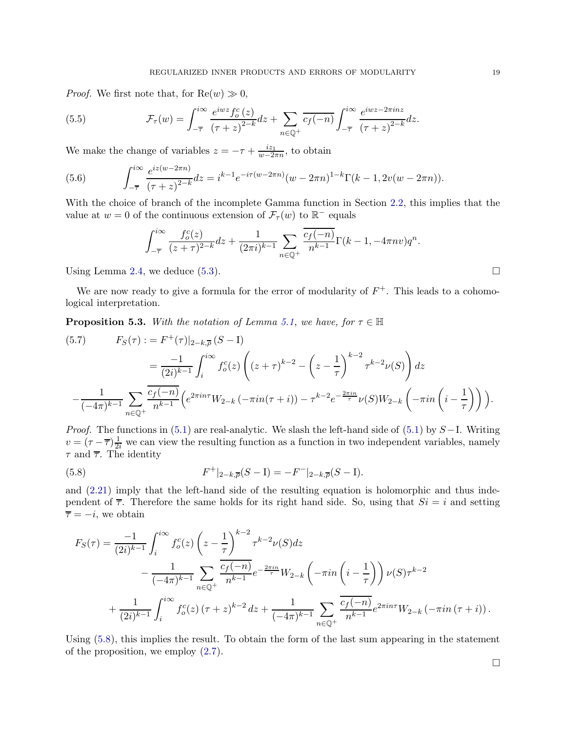*Proof.* We first note that, for $\mathrm{Re}(w) \gg 0$,

$$\mathcal{F}_\tau(w) = \int_{-\overline{\tau}}^{i\infty} \frac{e^{iwz} f_o^c(z)}{(\tau+z)^{2-k}} dz + \sum_{n\in\mathbb{Q}^+} \overline{c_f(-n)} \int_{-\overline{\tau}}^{i\infty} \frac{e^{iwz-2\pi inz}}{(\tau+z)^{2-k}} dz. \tag{5.5}$$

We make the change of variables $z = -\tau + \frac{iz_1}{w-2\pi n}$, to obtain

$$\int_{-\overline{\tau}}^{i\infty} \frac{e^{iz(w-2\pi n)}}{(\tau+z)^{2-k}} dz = i^{k-1} e^{-i\tau(w-2\pi n)} (w-2\pi n)^{1-k} \Gamma(k-1, 2v(w-2\pi n)). \tag{5.6}$$

With the choice of branch of the incomplete Gamma function in Section 2.2, this implies that the value at $w=0$ of the continuous extension of $\mathcal{F}_\tau(w)$ to $\mathbb{R}^-$ equals

$$\int_{-\overline{\tau}}^{i\infty} \frac{f_o^c(z)}{(z+\tau)^{2-k}} dz + \frac{1}{(2\pi i)^{k-1}} \sum_{n\in\mathbb{Q}^+} \frac{\overline{c_f(-n)}}{n^{k-1}} \Gamma(k-1, -4\pi nv) q^n.$$

Using Lemma 2.4, we deduce (5.3). $\square$

We are now ready to give a formula for the error of modularity of $F^+$. This leads to a cohomological interpretation.

**Proposition 5.3.** *With the notation of Lemma 5.1, we have, for* $\tau \in \mathbb{H}$

$$\begin{aligned}
F_S(\tau) :&= F^+(\tau)|_{2-k,\overline{\rho}}(S - \mathrm{I}) \\
&= \frac{-1}{(2i)^{k-1}} \int_i^{i\infty} f_o^c(z) \left( (z+\tau)^{k-2} - \left(z - \frac{1}{\tau}\right)^{k-2} \tau^{k-2} \nu(S) \right) dz
\end{aligned} \tag{5.7}$$
$$-\frac{1}{(-4\pi)^{k-1}} \sum_{n\in\mathbb{Q}^+} \frac{\overline{c_f(-n)}}{n^{k-1}} \left( e^{2\pi in\tau} W_{2-k}(-\pi in(\tau+i)) - \tau^{k-2} e^{-\frac{2\pi in}{\tau}} \nu(S) W_{2-k}\left(-\pi in\left(i - \frac{1}{\tau}\right)\right) \right).$$

*Proof.* The functions in (5.1) are real-analytic. We slash the left-hand side of (5.1) by $S - \mathrm{I}$. Writing $v = (\tau - \overline{\tau})\frac{1}{2i}$ we can view the resulting function as a function in two independent variables, namely $\tau$ and $\overline{\tau}$. The identity

$$F^+|_{2-k,\overline{\rho}}(S-\mathrm{I}) = -F^-|_{2-k,\overline{\rho}}(S-\mathrm{I}). \tag{5.8}$$

and (2.21) imply that the left-hand side of the resulting equation is holomorphic and thus independent of $\overline{\tau}$. Therefore the same holds for its right hand side. So, using that $Si = i$ and setting $\overline{\tau} = -i$, we obtain

$$\begin{aligned}
F_S(\tau) = \frac{-1}{(2i)^{k-1}} &\int_i^{i\infty} f_o^c(z) \left(z - \frac{1}{\tau}\right)^{k-2} \tau^{k-2} \nu(S) dz \\
&- \frac{1}{(-4\pi)^{k-1}} \sum_{n\in\mathbb{Q}^+} \frac{\overline{c_f(-n)}}{n^{k-1}} e^{-\frac{2\pi in}{\tau}} W_{2-k}\left(-\pi in\left(i - \frac{1}{\tau}\right)\right) \nu(S) \tau^{k-2} \\
+ \frac{1}{(2i)^{k-1}} &\int_i^{i\infty} f_o^c(z) (\tau+z)^{k-2} dz + \frac{1}{(-4\pi)^{k-1}} \sum_{n\in\mathbb{Q}^+} \frac{\overline{c_f(-n)}}{n^{k-1}} e^{2\pi in\tau} W_{2-k}(-\pi in(\tau+i)).
\end{aligned}$$

Using (5.8), this implies the result. To obtain the form of the last sum appearing in the statement of the proposition, we employ (2.7).

$\square$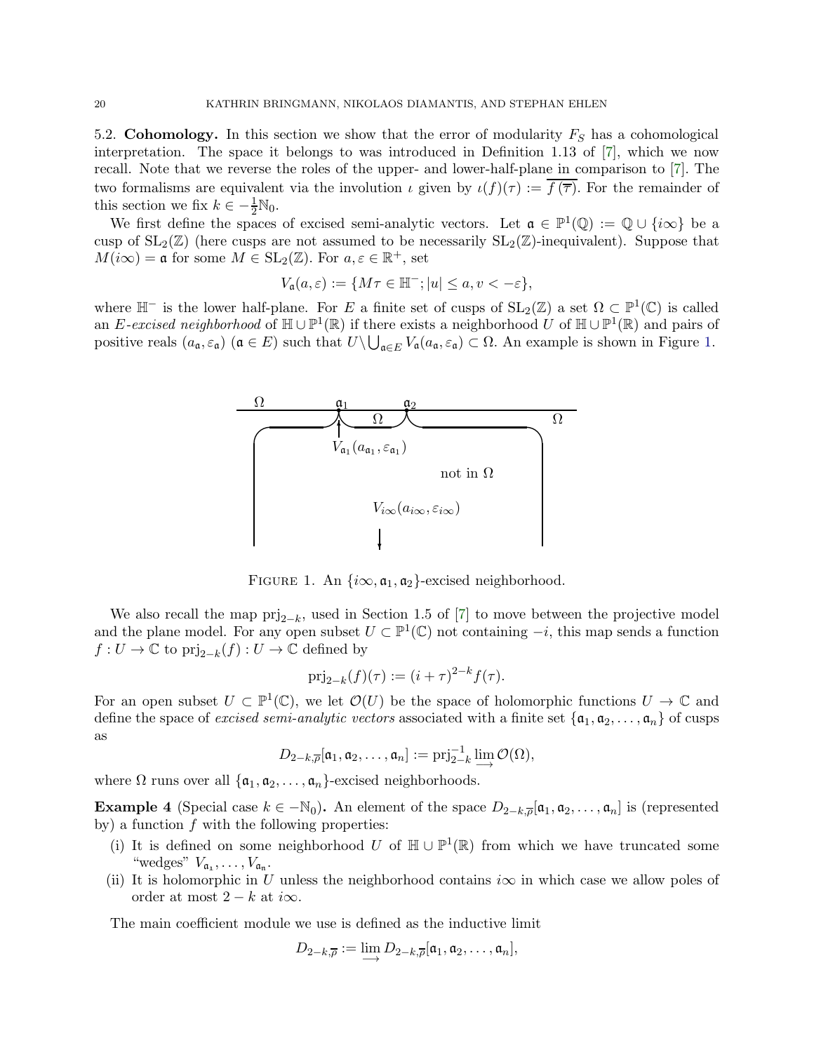5.2. **Cohomology.** In this section we show that the error of modularity $F_S$ has a cohomological interpretation. The space it belongs to was introduced in Definition 1.13 of [7], which we now recall. Note that we reverse the roles of the upper- and lower-half-plane in comparison to [7]. The two formalisms are equivalent via the involution $\iota$ given by $\iota(f)(\tau) := \overline{f(\overline{\tau})}$. For the remainder of this section we fix $k \in -\frac{1}{2}\mathbb{N}_0$.

We first define the spaces of excised semi-analytic vectors. Let $\mathfrak{a} \in \mathbb{P}^1(\mathbb{Q}) := \mathbb{Q} \cup \{i\infty\}$ be a cusp of $\mathrm{SL}_2(\mathbb{Z})$ (here cusps are not assumed to be necessarily $\mathrm{SL}_2(\mathbb{Z})$-inequivalent). Suppose that $M(i\infty) = \mathfrak{a}$ for some $M \in \mathrm{SL}_2(\mathbb{Z})$. For $a, \varepsilon \in \mathbb{R}^+$, set

$$V_{\mathfrak{a}}(a, \varepsilon) := \{M\tau \in \mathbb{H}^-; |u| \le a, v < -\varepsilon\},$$

where $\mathbb{H}^-$ is the lower half-plane. For $E$ a finite set of cusps of $\mathrm{SL}_2(\mathbb{Z})$ a set $\Omega \subset \mathbb{P}^1(\mathbb{C})$ is called an *$E$-excised neighborhood* of $\mathbb{H} \cup \mathbb{P}^1(\mathbb{R})$ if there exists a neighborhood $U$ of $\mathbb{H} \cup \mathbb{P}^1(\mathbb{R})$ and pairs of positive reals $(a_{\mathfrak{a}}, \varepsilon_{\mathfrak{a}})$ $(\mathfrak{a} \in E)$ such that $U \setminus \bigcup_{\mathfrak{a} \in E} V_{\mathfrak{a}}(a_{\mathfrak{a}}, \varepsilon_{\mathfrak{a}}) \subset \Omega$. An example is shown in Figure 1.

FIGURE 1. An $\{i\infty, \mathfrak{a}_1, \mathfrak{a}_2\}$-excised neighborhood.

We also recall the map $\mathrm{prj}_{2-k}$, used in Section 1.5 of [7] to move between the projective model and the plane model. For any open subset $U \subset \mathbb{P}^1(\mathbb{C})$ not containing $-i$, this map sends a function $f: U \to \mathbb{C}$ to $\mathrm{prj}_{2-k}(f): U \to \mathbb{C}$ defined by

$$\mathrm{prj}_{2-k}(f)(\tau) := (i + \tau)^{2-k} f(\tau).$$

For an open subset $U \subset \mathbb{P}^1(\mathbb{C})$, we let $\mathcal{O}(U)$ be the space of holomorphic functions $U \to \mathbb{C}$ and define the space of *excised semi-analytic vectors* associated with a finite set $\{\mathfrak{a}_1, \mathfrak{a}_2, \dots, \mathfrak{a}_n\}$ of cusps as

$$D_{2-k,\overline{\rho}}[\mathfrak{a}_1, \mathfrak{a}_2, \dots, \mathfrak{a}_n] := \mathrm{prj}_{2-k}^{-1} \varinjlim \mathcal{O}(\Omega),$$

where $\Omega$ runs over all $\{\mathfrak{a}_1, \mathfrak{a}_2, \dots, \mathfrak{a}_n\}$-excised neighborhoods.

**Example 4** (Special case $k \in -\mathbb{N}_0$)**.** An element of the space $D_{2-k,\overline{\rho}}[\mathfrak{a}_1, \mathfrak{a}_2, \dots, \mathfrak{a}_n]$ is (represented by) a function $f$ with the following properties:

(i) It is defined on some neighborhood $U$ of $\mathbb{H} \cup \mathbb{P}^1(\mathbb{R})$ from which we have truncated some "wedges" $V_{\mathfrak{a}_1}, \dots, V_{\mathfrak{a}_n}$.
(ii) It is holomorphic in $U$ unless the neighborhood contains $i\infty$ in which case we allow poles of order at most $2-k$ at $i\infty$.

The main coefficient module we use is defined as the inductive limit

$$D_{2-k,\overline{\rho}} := \varinjlim D_{2-k,\overline{\rho}}[\mathfrak{a}_1, \mathfrak{a}_2, \dots, \mathfrak{a}_n],$$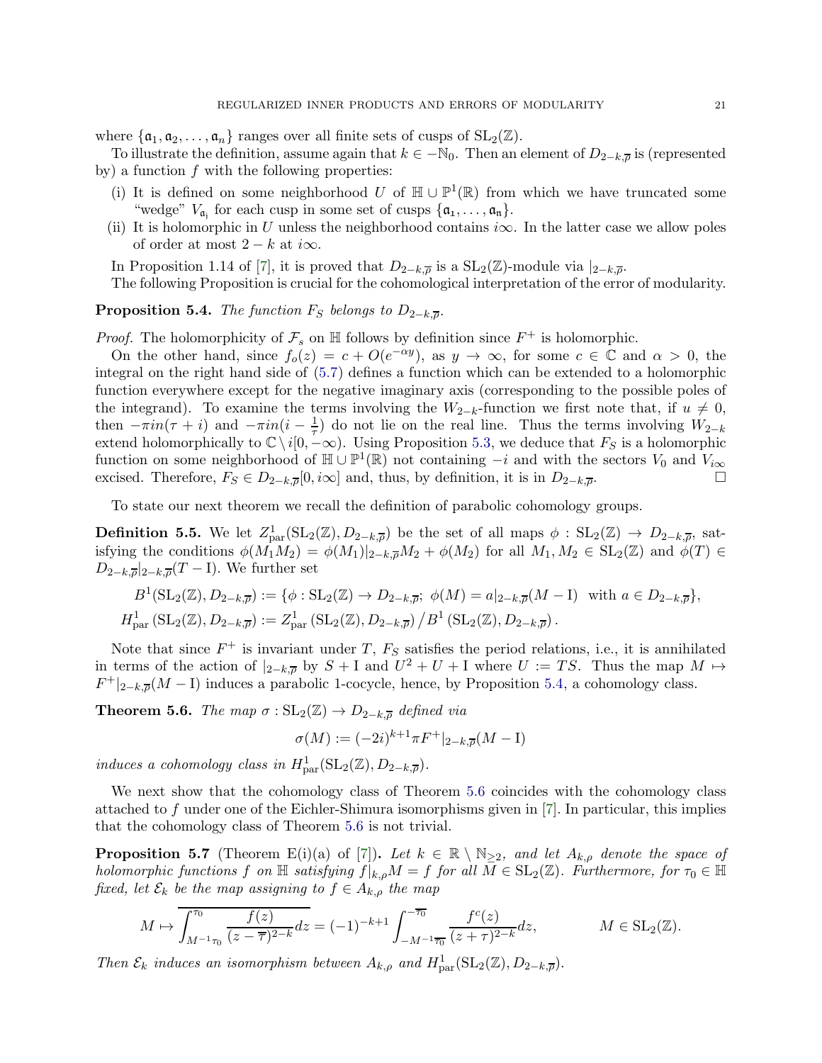where $\{\mathfrak{a}_1, \mathfrak{a}_2, \ldots, \mathfrak{a}_n\}$ ranges over all finite sets of cusps of $\mathrm{SL}_2(\mathbb{Z})$.

To illustrate the definition, assume again that $k \in -\mathbb{N}_0$. Then an element of $D_{2-k,\overline{\rho}}$ is (represented by) a function $f$ with the following properties:

(i) It is defined on some neighborhood $U$ of $\mathbb{H} \cup \mathbb{P}^1(\mathbb{R})$ from which we have truncated some "wedge" $V_{\mathfrak{a}_j}$ for each cusp in some set of cusps $\{\mathfrak{a}_1, \ldots, \mathfrak{a}_n\}$.

(ii) It is holomorphic in $U$ unless the neighborhood contains $i\infty$. In the latter case we allow poles of order at most $2-k$ at $i\infty$.

In Proposition 1.14 of [7], it is proved that $D_{2-k,\overline{\rho}}$ is a $\mathrm{SL}_2(\mathbb{Z})$-module via $|_{2-k,\overline{\rho}}$.

The following Proposition is crucial for the cohomological interpretation of the error of modularity.

**Proposition 5.4.** *The function $F_S$ belongs to $D_{2-k,\overline{\rho}}$.*

*Proof.* The holomorphicity of $\mathcal{F}_s$ on $\mathbb{H}$ follows by definition since $F^+$ is holomorphic.

On the other hand, since $f_o(z) = c + O(e^{-\alpha y})$, as $y \to \infty$, for some $c \in \mathbb{C}$ and $\alpha > 0$, the integral on the right hand side of (5.7) defines a function which can be extended to a holomorphic function everywhere except for the negative imaginary axis (corresponding to the possible poles of the integrand). To examine the terms involving the $W_{2-k}$-function we first note that, if $u \neq 0$, then $-\pi i n(\tau + i)$ and $-\pi i n(i - \frac{1}{\tau})$ do not lie on the real line. Thus the terms involving $W_{2-k}$ extend holomorphically to $\mathbb{C} \setminus i[0, -\infty)$. Using Proposition 5.3, we deduce that $F_S$ is a holomorphic function on some neighborhood of $\mathbb{H} \cup \mathbb{P}^1(\mathbb{R})$ not containing $-i$ and with the sectors $V_0$ and $V_{i\infty}$ excised. Therefore, $F_S \in D_{2-k,\overline{\rho}}[0, i\infty]$ and, thus, by definition, it is in $D_{2-k,\overline{\rho}}$. $\square$

To state our next theorem we recall the definition of parabolic cohomology groups.

**Definition 5.5.** We let $Z^1_{\mathrm{par}}(\mathrm{SL}_2(\mathbb{Z}), D_{2-k,\overline{\rho}})$ be the set of all maps $\phi : \mathrm{SL}_2(\mathbb{Z}) \to D_{2-k,\overline{\rho}}$, satisfying the conditions $\phi(M_1 M_2) = \phi(M_1)|_{2-k,\overline{\rho}} M_2 + \phi(M_2)$ for all $M_1, M_2 \in \mathrm{SL}_2(\mathbb{Z})$ and $\phi(T) \in D_{2-k,\overline{\rho}}|_{2-k,\overline{\rho}}(T - \mathrm{I})$. We further set

$$B^1(\mathrm{SL}_2(\mathbb{Z}), D_{2-k,\overline{\rho}}) := \{\phi : \mathrm{SL}_2(\mathbb{Z}) \to D_{2-k,\overline{\rho}};\ \phi(M) = a|_{2-k,\overline{\rho}}(M - \mathrm{I}) \ \text{ with } a \in D_{2-k,\overline{\rho}}\},$$
$$H^1_{\mathrm{par}}(\mathrm{SL}_2(\mathbb{Z}), D_{2-k,\overline{\rho}}) := Z^1_{\mathrm{par}}(\mathrm{SL}_2(\mathbb{Z}), D_{2-k,\overline{\rho}}) \big/ B^1(\mathrm{SL}_2(\mathbb{Z}), D_{2-k,\overline{\rho}}).$$

Note that since $F^+$ is invariant under $T$, $F_S$ satisfies the period relations, i.e., it is annihilated in terms of the action of $|_{2-k,\overline{\rho}}$ by $S + \mathrm{I}$ and $U^2 + U + \mathrm{I}$ where $U := TS$. Thus the map $M \mapsto F^+|_{2-k,\overline{\rho}}(M - \mathrm{I})$ induces a parabolic 1-cocycle, hence, by Proposition 5.4, a cohomology class.

**Theorem 5.6.** *The map $\sigma : \mathrm{SL}_2(\mathbb{Z}) \to D_{2-k,\overline{\rho}}$ defined via*

$$\sigma(M) := (-2i)^{k+1} \pi F^+|_{2-k,\overline{\rho}}(M - \mathrm{I})$$

*induces a cohomology class in $H^1_{\mathrm{par}}(\mathrm{SL}_2(\mathbb{Z}), D_{2-k,\overline{\rho}})$.*

We next show that the cohomology class of Theorem 5.6 coincides with the cohomology class attached to $f$ under one of the Eichler-Shimura isomorphisms given in [7]. In particular, this implies that the cohomology class of Theorem 5.6 is not trivial.

**Proposition 5.7** (Theorem E(i)(a) of [7])**.** *Let $k \in \mathbb{R} \setminus \mathbb{N}_{\geq 2}$, and let $A_{k,\rho}$ denote the space of holomorphic functions $f$ on $\mathbb{H}$ satisfying $f|_{k,\rho} M = f$ for all $M \in \mathrm{SL}_2(\mathbb{Z})$. Furthermore, for $\tau_0 \in \mathbb{H}$ fixed, let $\mathcal{E}_k$ be the map assigning to $f \in A_{k,\rho}$ the map*

$$M \mapsto \overline{\int_{M^{-1}\tau_0}^{\tau_0} \frac{f(z)}{(z - \overline{\tau})^{2-k}} dz} = (-1)^{-k+1} \int_{-M^{-1}\overline{\tau_0}}^{-\overline{\tau_0}} \frac{f^c(z)}{(z + \tau)^{2-k}} dz, \qquad M \in \mathrm{SL}_2(\mathbb{Z}).$$

*Then $\mathcal{E}_k$ induces an isomorphism between $A_{k,\rho}$ and $H^1_{\mathrm{par}}(\mathrm{SL}_2(\mathbb{Z}), D_{2-k,\overline{\rho}})$.*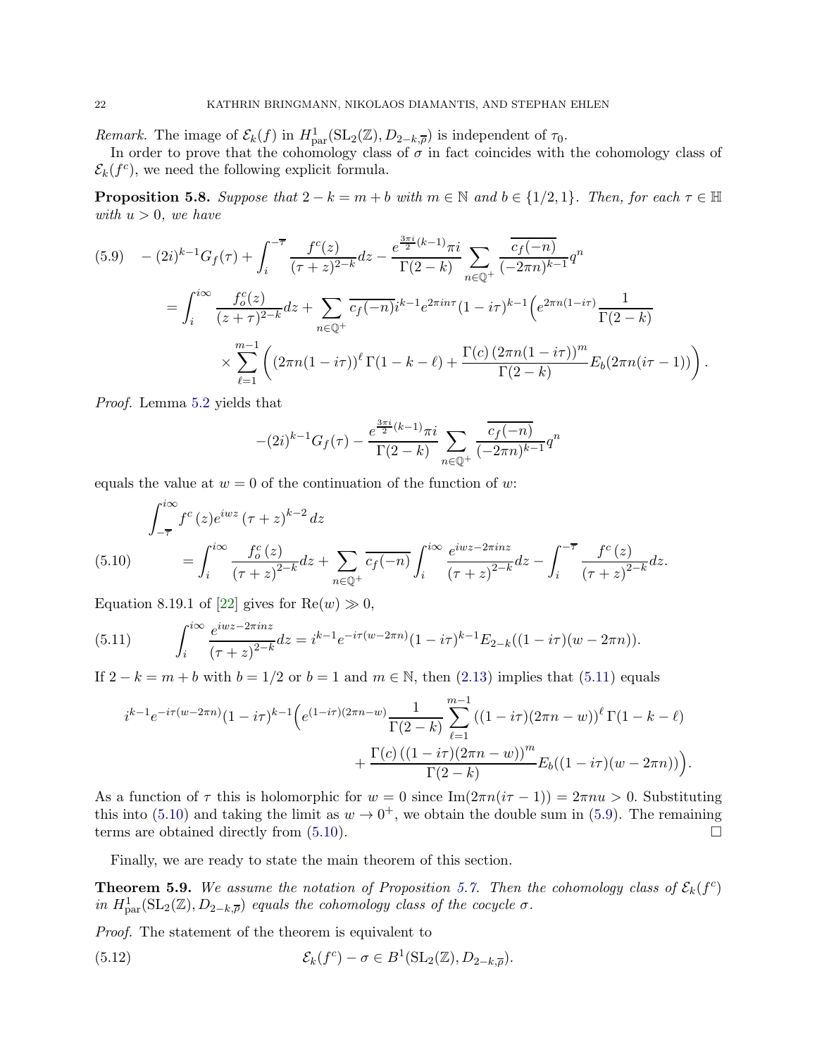*Remark.* The image of $\mathcal{E}_k(f)$ in $H^1_{\mathrm{par}}(\mathrm{SL}_2(\mathbb{Z}), D_{2-k,\overline{\rho}})$ is independent of $\tau_0$.

In order to prove that the cohomology class of $\sigma$ in fact coincides with the cohomology class of $\mathcal{E}_k(f^c)$, we need the following explicit formula.

**Proposition 5.8.** *Suppose that $2-k = m+b$ with $m \in \mathbb{N}$ and $b \in \{1/2, 1\}$. Then, for each $\tau \in \mathbb{H}$ with $u > 0$, we have*

$$
\begin{aligned}
(5.9)\quad & -(2i)^{k-1}G_f(\tau) + \int_i^{-\overline{\tau}} \frac{f^c(z)}{(\tau+z)^{2-k}}dz - \frac{e^{\frac{3\pi i}{2}(k-1)}\pi i}{\Gamma(2-k)} \sum_{n\in\mathbb{Q}^+} \frac{\overline{c_f(-n)}}{(-2\pi n)^{k-1}} q^n \\
&= \int_i^{i\infty} \frac{f_o^c(z)}{(z+\tau)^{2-k}}dz + \sum_{n\in\mathbb{Q}^+} \overline{c_f(-n)} i^{k-1} e^{2\pi i n\tau}(1-i\tau)^{k-1}\Big(e^{2\pi n(1-i\tau)}\frac{1}{\Gamma(2-k)} \\
&\quad \times \sum_{\ell=1}^{m-1}\bigg((2\pi n(1-i\tau))^\ell\,\Gamma(1-k-\ell) + \frac{\Gamma(c)\left(2\pi n(1-i\tau)\right)^m}{\Gamma(2-k)} E_b(2\pi n(i\tau-1))\bigg)\Big).
\end{aligned}
$$

*Proof.* Lemma 5.2 yields that

$$
-(2i)^{k-1}G_f(\tau) - \frac{e^{\frac{3\pi i}{2}(k-1)}\pi i}{\Gamma(2-k)} \sum_{n\in\mathbb{Q}^+} \frac{\overline{c_f(-n)}}{(-2\pi n)^{k-1}} q^n
$$

equals the value at $w=0$ of the continuation of the function of $w$:

$$
\begin{aligned}
&\int_{-\overline{\tau}}^{i\infty} f^c(z) e^{iwz}(\tau+z)^{k-2}dz \\
(5.10)\qquad &= \int_i^{i\infty} \frac{f_o^c(z)}{(\tau+z)^{2-k}}dz + \sum_{n\in\mathbb{Q}^+}\overline{c_f(-n)}\int_i^{i\infty}\frac{e^{iwz-2\pi i n z}}{(\tau+z)^{2-k}}dz - \int_i^{-\overline{\tau}}\frac{f^c(z)}{(\tau+z)^{2-k}}dz.
\end{aligned}
$$

Equation 8.19.1 of [22] gives for $\mathrm{Re}(w) \gg 0$,

$$
(5.11)\qquad \int_i^{i\infty} \frac{e^{iwz-2\pi i n z}}{(\tau+z)^{2-k}}dz = i^{k-1}e^{-i\tau(w-2\pi n)}(1-i\tau)^{k-1}E_{2-k}((1-i\tau)(w-2\pi n)).
$$

If $2-k = m+b$ with $b=1/2$ or $b=1$ and $m \in \mathbb{N}$, then (2.13) implies that (5.11) equals

$$
\begin{aligned}
i^{k-1}e^{-i\tau(w-2\pi n)}(1-i\tau)^{k-1}\Big(&e^{(1-i\tau)(2\pi n-w)}\frac{1}{\Gamma(2-k)}\sum_{\ell=1}^{m-1}\left((1-i\tau)(2\pi n-w)\right)^\ell\Gamma(1-k-\ell) \\
&+ \frac{\Gamma(c)\left((1-i\tau)(2\pi n-w)\right)^m}{\Gamma(2-k)}E_b((1-i\tau)(w-2\pi n))\Big).
\end{aligned}
$$

As a function of $\tau$ this is holomorphic for $w=0$ since $\mathrm{Im}(2\pi n(i\tau-1)) = 2\pi n u > 0$. Substituting this into (5.10) and taking the limit as $w \to 0^+$, we obtain the double sum in (5.9). The remaining terms are obtained directly from (5.10). $\square$

Finally, we are ready to state the main theorem of this section.

**Theorem 5.9.** *We assume the notation of Proposition 5.7. Then the cohomology class of $\mathcal{E}_k(f^c)$ in $H^1_{\mathrm{par}}(\mathrm{SL}_2(\mathbb{Z}), D_{2-k,\overline{\rho}})$ equals the cohomology class of the cocycle $\sigma$.*

*Proof.* The statement of the theorem is equivalent to

$$
(5.12)\qquad \mathcal{E}_k(f^c) - \sigma \in B^1(\mathrm{SL}_2(\mathbb{Z}), D_{2-k,\overline{\rho}}).
$$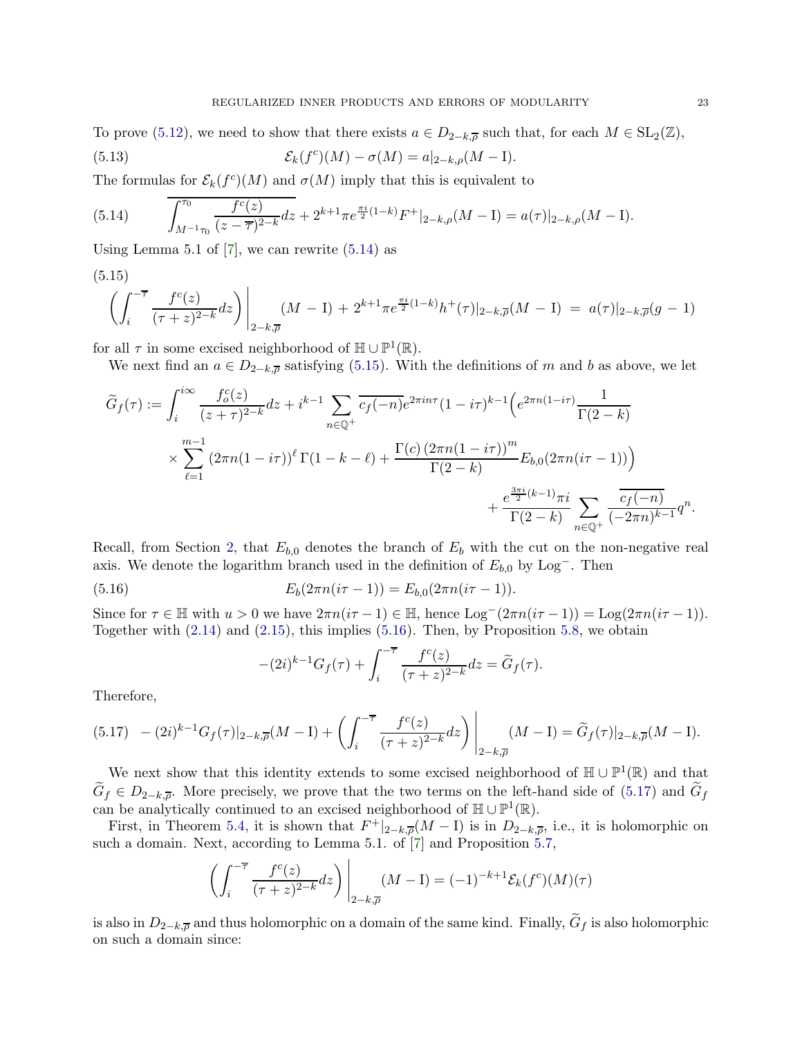To prove (5.12), we need to show that there exists $a \in D_{2-k,\overline{\rho}}$ such that, for each $M \in \mathrm{SL}_2(\mathbb{Z})$,

$$\mathcal{E}_k(f^c)(M) - \sigma(M) = a|_{2-k,\rho}(M - \mathrm{I}). \tag{5.13}$$

The formulas for $\mathcal{E}_k(f^c)(M)$ and $\sigma(M)$ imply that this is equivalent to

$$\overline{\int_{M^{-1}\tau_0}^{\tau_0} \frac{f^c(z)}{(z-\overline{\tau})^{2-k}} dz} + 2^{k+1}\pi e^{\frac{\pi i}{2}(1-k)} F^+|_{2-k,\rho}(M - \mathrm{I}) = a(\tau)|_{2-k,\rho}(M - \mathrm{I}). \tag{5.14}$$

Using Lemma 5.1 of [7], we can rewrite (5.14) as

$$\left(\int_i^{-\overline{\tau}} \frac{f^c(z)}{(\tau+z)^{2-k}} dz\right)\Bigg|_{2-k,\overline{\rho}}(M - \mathrm{I}) + 2^{k+1}\pi e^{\frac{\pi i}{2}(1-k)} h^+(\tau)|_{2-k,\overline{\rho}}(M - \mathrm{I}) = a(\tau)|_{2-k,\overline{\rho}}(g-1) \tag{5.15}$$

for all $\tau$ in some excised neighborhood of $\mathbb{H} \cup \mathbb{P}^1(\mathbb{R})$.

We next find an $a \in D_{2-k,\overline{\rho}}$ satisfying (5.15). With the definitions of $m$ and $b$ as above, we let

$$\begin{aligned}
\widetilde{G}_f(\tau) := &\int_i^{i\infty} \frac{f_o^c(z)}{(z+\tau)^{2-k}} dz + i^{k-1} \sum_{n \in \mathbb{Q}^+} \overline{c_f(-n)} e^{2\pi i n \tau} (1 - i\tau)^{k-1} \Big( e^{2\pi n(1-i\tau)} \frac{1}{\Gamma(2-k)} \\
&\times \sum_{\ell=1}^{m-1} (2\pi n(1-i\tau))^{\ell}\, \Gamma(1-k-\ell) + \frac{\Gamma(c)\,(2\pi n(1-i\tau))^m}{\Gamma(2-k)} E_{b,0}(2\pi n(i\tau - 1)) \Big) \\
&+ \frac{e^{\frac{3\pi i}{2}(k-1)}\pi i}{\Gamma(2-k)} \sum_{n \in \mathbb{Q}^+} \frac{\overline{c_f(-n)}}{(-2\pi n)^{k-1}} q^n.
\end{aligned}$$

Recall, from Section 2, that $E_{b,0}$ denotes the branch of $E_b$ with the cut on the non-negative real axis. We denote the logarithm branch used in the definition of $E_{b,0}$ by $\mathrm{Log}^-$. Then

$$E_b(2\pi n(i\tau - 1)) = E_{b,0}(2\pi n(i\tau - 1)). \tag{5.16}$$

Since for $\tau \in \mathbb{H}$ with $u > 0$ we have $2\pi n(i\tau - 1) \in \mathbb{H}$, hence $\mathrm{Log}^-(2\pi n(i\tau - 1)) = \mathrm{Log}(2\pi n(i\tau - 1))$. Together with (2.14) and (2.15), this implies (5.16). Then, by Proposition 5.8, we obtain

$$-(2i)^{k-1} G_f(\tau) + \int_i^{-\overline{\tau}} \frac{f^c(z)}{(\tau+z)^{2-k}} dz = \widetilde{G}_f(\tau).$$

Therefore,

$$-(2i)^{k-1} G_f(\tau)|_{2-k,\overline{\rho}}(M - \mathrm{I}) + \left(\int_i^{-\overline{\tau}} \frac{f^c(z)}{(\tau+z)^{2-k}} dz\right)\Bigg|_{2-k,\overline{\rho}}(M - \mathrm{I}) = \widetilde{G}_f(\tau)|_{2-k,\overline{\rho}}(M - \mathrm{I}). \tag{5.17}$$

We next show that this identity extends to some excised neighborhood of $\mathbb{H} \cup \mathbb{P}^1(\mathbb{R})$ and that $\widetilde{G}_f \in D_{2-k,\overline{\rho}}$. More precisely, we prove that the two terms on the left-hand side of (5.17) and $\widetilde{G}_f$ can be analytically continued to an excised neighborhood of $\mathbb{H} \cup \mathbb{P}^1(\mathbb{R})$.

First, in Theorem 5.4, it is shown that $F^+|_{2-k,\overline{\rho}}(M - \mathrm{I})$ is in $D_{2-k,\overline{\rho}}$, i.e., it is holomorphic on such a domain. Next, according to Lemma 5.1. of [7] and Proposition 5.7,

$$\left(\int_i^{-\overline{\tau}} \frac{f^c(z)}{(\tau+z)^{2-k}} dz\right)\Bigg|_{2-k,\overline{\rho}}(M - \mathrm{I}) = (-1)^{-k+1} \mathcal{E}_k(f^c)(M)(\tau)$$

is also in $D_{2-k,\overline{\rho}}$ and thus holomorphic on a domain of the same kind. Finally, $\widetilde{G}_f$ is also holomorphic on such a domain since: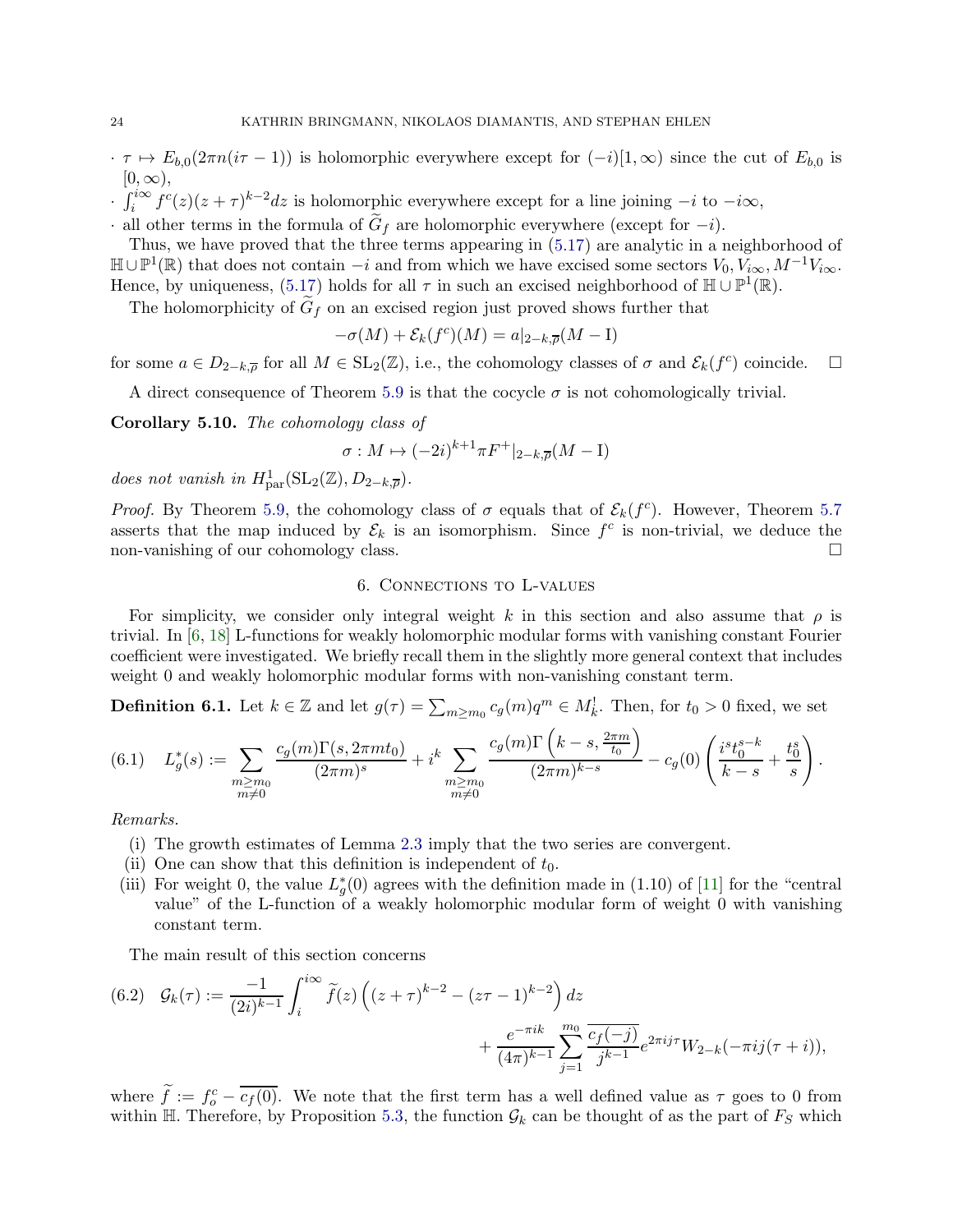- $\tau \mapsto E_{b,0}(2\pi n(i\tau - 1))$ is holomorphic everywhere except for $(-i)[1,\infty)$ since the cut of $E_{b,0}$ is $[0,\infty)$,
- $\int_i^{i\infty} f^c(z)(z+\tau)^{k-2}dz$ is holomorphic everywhere except for a line joining $-i$ to $-i\infty$,
- all other terms in the formula of $\widetilde{G}_f$ are holomorphic everywhere (except for $-i$).

Thus, we have proved that the three terms appearing in (5.17) are analytic in a neighborhood of $\mathbb{H} \cup \mathbb{P}^1(\mathbb{R})$ that does not contain $-i$ and from which we have excised some sectors $V_0, V_{i\infty}, M^{-1}V_{i\infty}$. Hence, by uniqueness, (5.17) holds for all $\tau$ in such an excised neighborhood of $\mathbb{H} \cup \mathbb{P}^1(\mathbb{R})$.

The holomorphicity of $\widetilde{G}_f$ on an excised region just proved shows further that

$$-\sigma(M) + \mathcal{E}_k(f^c)(M) = a|_{2-k,\overline{\rho}}(M - \mathrm{I})$$

for some $a \in D_{2-k,\overline{\rho}}$ for all $M \in \mathrm{SL}_2(\mathbb{Z})$, i.e., the cohomology classes of $\sigma$ and $\mathcal{E}_k(f^c)$ coincide. $\square$

A direct consequence of Theorem 5.9 is that the cocycle $\sigma$ is not cohomologically trivial.

**Corollary 5.10.** *The cohomology class of*

$$\sigma : M \mapsto (-2i)^{k+1}\pi F^+|_{2-k,\overline{\rho}}(M - \mathrm{I})$$

*does not vanish in* $H^1_{\mathrm{par}}(\mathrm{SL}_2(\mathbb{Z}), D_{2-k,\overline{\rho}})$.

*Proof.* By Theorem 5.9, the cohomology class of $\sigma$ equals that of $\mathcal{E}_k(f^c)$. However, Theorem 5.7 asserts that the map induced by $\mathcal{E}_k$ is an isomorphism. Since $f^c$ is non-trivial, we deduce the non-vanishing of our cohomology class. $\square$

## 6. Connections to L-values

For simplicity, we consider only integral weight $k$ in this section and also assume that $\rho$ is trivial. In [6, 18] L-functions for weakly holomorphic modular forms with vanishing constant Fourier coefficient were investigated. We briefly recall them in the slightly more general context that includes weight 0 and weakly holomorphic modular forms with non-vanishing constant term.

**Definition 6.1.** Let $k \in \mathbb{Z}$ and let $g(\tau) = \sum_{m \geq m_0} c_g(m)q^m \in M^!_k$. Then, for $t_0 > 0$ fixed, we set

$$(6.1) \quad L^*_g(s) := \sum_{\substack{m \geq m_0 \\ m \neq 0}} \frac{c_g(m)\Gamma(s, 2\pi m t_0)}{(2\pi m)^s} + i^k \sum_{\substack{m \geq m_0 \\ m \neq 0}} \frac{c_g(m)\Gamma\left(k-s, \frac{2\pi m}{t_0}\right)}{(2\pi m)^{k-s}} - c_g(0)\left(\frac{i^s t_0^{s-k}}{k-s} + \frac{t_0^s}{s}\right).$$

*Remarks.*

(i) The growth estimates of Lemma 2.3 imply that the two series are convergent.
(ii) One can show that this definition is independent of $t_0$.
(iii) For weight 0, the value $L^*_g(0)$ agrees with the definition made in (1.10) of [11] for the "central value" of the L-function of a weakly holomorphic modular form of weight 0 with vanishing constant term.

The main result of this section concerns

$$(6.2) \quad \mathcal{G}_k(\tau) := \frac{-1}{(2i)^{k-1}} \int_i^{i\infty} \widetilde{f}(z)\left((z+\tau)^{k-2} - (z\tau - 1)^{k-2}\right)dz + \frac{e^{-\pi i k}}{(4\pi)^{k-1}} \sum_{j=1}^{m_0} \frac{\overline{c_f(-j)}}{j^{k-1}} e^{2\pi i j \tau} W_{2-k}(-\pi i j(\tau + i)),$$

where $\widetilde{f} := f^c_o - \overline{c_f(0)}$. We note that the first term has a well defined value as $\tau$ goes to 0 from within $\mathbb{H}$. Therefore, by Proposition 5.3, the function $\mathcal{G}_k$ can be thought of as the part of $F_S$ which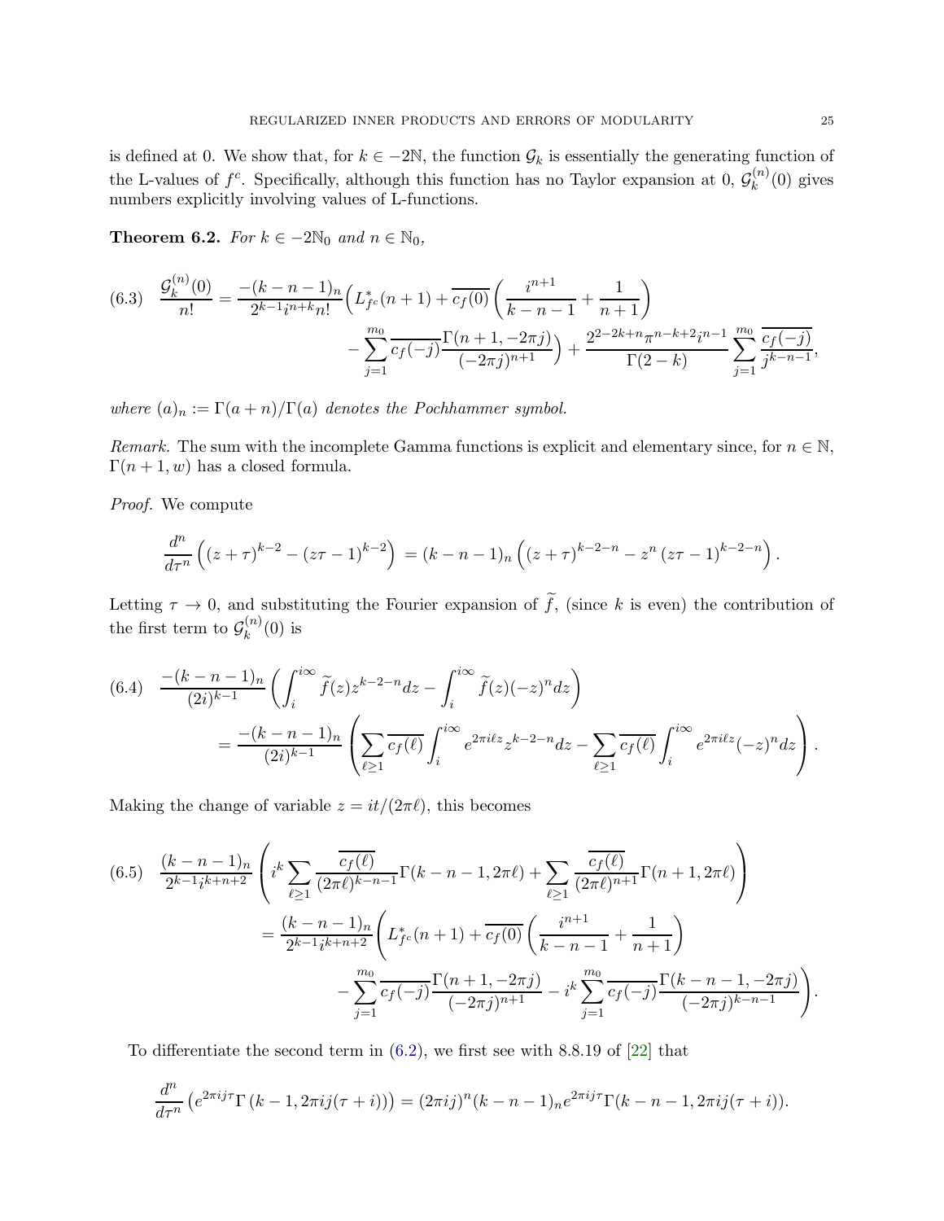is defined at 0. We show that, for $k \in -2\mathbb{N}$, the function $\mathcal{G}_k$ is essentially the generating function of the L-values of $f^c$. Specifically, although this function has no Taylor expansion at 0, $\mathcal{G}_k^{(n)}(0)$ gives numbers explicitly involving values of L-functions.

**Theorem 6.2.** *For $k \in -2\mathbb{N}_0$ and $n \in \mathbb{N}_0$,*

$$\frac{\mathcal{G}_k^{(n)}(0)}{n!} = \frac{-(k-n-1)_n}{2^{k-1} i^{n+k} n!}\Big( L^*_{f^c}(n+1) + \overline{c_f(0)}\left(\frac{i^{n+1}}{k-n-1} + \frac{1}{n+1}\right) - \sum_{j=1}^{m_0} \overline{c_f(-j)} \frac{\Gamma(n+1,-2\pi j)}{(-2\pi j)^{n+1}}\Big) + \frac{2^{2-2k+n}\pi^{n-k+2} i^{n-1}}{\Gamma(2-k)} \sum_{j=1}^{m_0} \frac{\overline{c_f(-j)}}{j^{k-n-1}}, \tag{6.3}$$

*where $(a)_n := \Gamma(a+n)/\Gamma(a)$ denotes the Pochhammer symbol.*

*Remark.* The sum with the incomplete Gamma functions is explicit and elementary since, for $n \in \mathbb{N}$, $\Gamma(n+1, w)$ has a closed formula.

*Proof.* We compute

$$\frac{d^n}{d\tau^n}\left( (z+\tau)^{k-2} - (z\tau - 1)^{k-2} \right) = (k-n-1)_n \left( (z+\tau)^{k-2-n} - z^n (z\tau-1)^{k-2-n} \right).$$

Letting $\tau \to 0$, and substituting the Fourier expansion of $\widetilde{f}$, (since $k$ is even) the contribution of the first term to $\mathcal{G}_k^{(n)}(0)$ is

$$\begin{aligned} &\frac{-(k-n-1)_n}{(2i)^{k-1}} \left( \int_i^{i\infty} \widetilde{f}(z) z^{k-2-n} dz - \int_i^{i\infty} \widetilde{f}(z)(-z)^n dz \right) \\ &\qquad = \frac{-(k-n-1)_n}{(2i)^{k-1}} \left( \sum_{\ell \geq 1} \overline{c_f(\ell)} \int_i^{i\infty} e^{2\pi i \ell z} z^{k-2-n} dz - \sum_{\ell\geq 1} \overline{c_f(\ell)} \int_i^{i\infty} e^{2\pi i \ell z} (-z)^n dz \right). \end{aligned} \tag{6.4}$$

Making the change of variable $z = it/(2\pi\ell)$, this becomes

$$\begin{aligned} &\frac{(k-n-1)_n}{2^{k-1} i^{k+n+2}} \left( i^k \sum_{\ell\geq 1} \frac{\overline{c_f(\ell)}}{(2\pi\ell)^{k-n-1}} \Gamma(k-n-1, 2\pi\ell) + \sum_{\ell \geq 1} \frac{\overline{c_f(\ell)}}{(2\pi\ell)^{n+1}} \Gamma(n+1, 2\pi\ell) \right) \\ &\qquad = \frac{(k-n-1)_n}{2^{k-1} i^{k+n+2}} \Bigg( L^*_{f^c}(n+1) + \overline{c_f(0)} \left( \frac{i^{n+1}}{k-n-1} + \frac{1}{n+1} \right) \\ &\qquad\qquad - \sum_{j=1}^{m_0} \overline{c_f(-j)} \frac{\Gamma(n+1, -2\pi j)}{(-2\pi j)^{n+1}} - i^k \sum_{j=1}^{m_0} \overline{c_f(-j)} \frac{\Gamma(k-n-1,-2\pi j)}{(-2\pi j)^{k-n-1}} \Bigg). \end{aligned} \tag{6.5}$$

To differentiate the second term in (6.2), we first see with 8.8.19 of [22] that

$$\frac{d^n}{d\tau^n}\left( e^{2\pi i j \tau} \Gamma\left(k-1, 2\pi i j(\tau+i)\right) \right) = (2\pi i j)^n (k-n-1)_n e^{2\pi i j\tau} \Gamma(k-n-1, 2\pi i j(\tau + i)).$$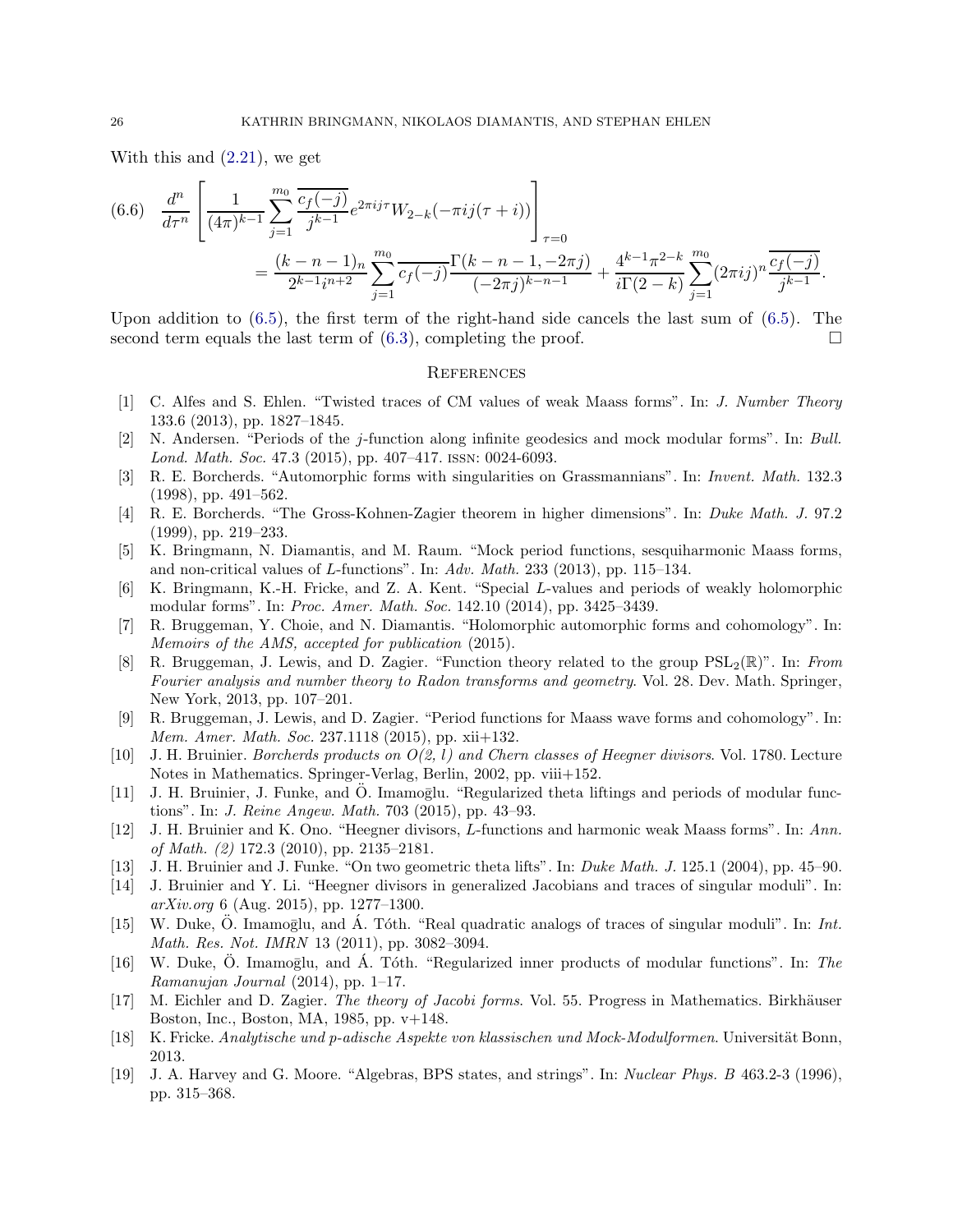With this and (2.21), we get

$$\frac{d^n}{d\tau^n}\left[\frac{1}{(4\pi)^{k-1}}\sum_{j=1}^{m_0}\frac{\overline{c_f(-j)}}{j^{k-1}}e^{2\pi ij\tau}W_{2-k}(-\pi ij(\tau+i))\right]_{\tau=0}$$
$$=\frac{(k-n-1)_n}{2^{k-1}i^{n+2}}\sum_{j=1}^{m_0}\overline{c_f(-j)}\frac{\Gamma(k-n-1,-2\pi j)}{(-2\pi j)^{k-n-1}}+\frac{4^{k-1}\pi^{2-k}}{i\Gamma(2-k)}\sum_{j=1}^{m_0}(2\pi ij)^n\frac{\overline{c_f(-j)}}{j^{k-1}}. \tag{6.6}$$

Upon addition to (6.5), the first term of the right-hand side cancels the last sum of (6.5). The second term equals the last term of (6.3), completing the proof. $\square$

## References

[1] C. Alfes and S. Ehlen. "Twisted traces of CM values of weak Maass forms". In: *J. Number Theory* 133.6 (2013), pp. 1827–1845.

[2] N. Andersen. "Periods of the $j$-function along infinite geodesics and mock modular forms". In: *Bull. Lond. Math. Soc.* 47.3 (2015), pp. 407–417. ISSN: 0024-6093.

[3] R. E. Borcherds. "Automorphic forms with singularities on Grassmannians". In: *Invent. Math.* 132.3 (1998), pp. 491–562.

[4] R. E. Borcherds. "The Gross-Kohnen-Zagier theorem in higher dimensions". In: *Duke Math. J.* 97.2 (1999), pp. 219–233.

[5] K. Bringmann, N. Diamantis, and M. Raum. "Mock period functions, sesquiharmonic Maass forms, and non-critical values of $L$-functions". In: *Adv. Math.* 233 (2013), pp. 115–134.

[6] K. Bringmann, K.-H. Fricke, and Z. A. Kent. "Special $L$-values and periods of weakly holomorphic modular forms". In: *Proc. Amer. Math. Soc.* 142.10 (2014), pp. 3425–3439.

[7] R. Bruggeman, Y. Choie, and N. Diamantis. "Holomorphic automorphic forms and cohomology". In: *Memoirs of the AMS, accepted for publication* (2015).

[8] R. Bruggeman, J. Lewis, and D. Zagier. "Function theory related to the group $\mathrm{PSL}_2(\mathbb{R})$". In: *From Fourier analysis and number theory to Radon transforms and geometry*. Vol. 28. Dev. Math. Springer, New York, 2013, pp. 107–201.

[9] R. Bruggeman, J. Lewis, and D. Zagier. "Period functions for Maass wave forms and cohomology". In: *Mem. Amer. Math. Soc.* 237.1118 (2015), pp. xii+132.

[10] J. H. Bruinier. *Borcherds products on O(2, l) and Chern classes of Heegner divisors*. Vol. 1780. Lecture Notes in Mathematics. Springer-Verlag, Berlin, 2002, pp. viii+152.

[11] J. H. Bruinier, J. Funke, and Ö. Imamoḡlu. "Regularized theta liftings and periods of modular functions". In: *J. Reine Angew. Math.* 703 (2015), pp. 43–93.

[12] J. H. Bruinier and K. Ono. "Heegner divisors, $L$-functions and harmonic weak Maass forms". In: *Ann. of Math. (2)* 172.3 (2010), pp. 2135–2181.

[13] J. H. Bruinier and J. Funke. "On two geometric theta lifts". In: *Duke Math. J.* 125.1 (2004), pp. 45–90.

[14] J. Bruinier and Y. Li. "Heegner divisors in generalized Jacobians and traces of singular moduli". In: *arXiv.org* 6 (Aug. 2015), pp. 1277–1300.

[15] W. Duke, Ö. Imamoḡlu, and Á. Tóth. "Real quadratic analogs of traces of singular moduli". In: *Int. Math. Res. Not. IMRN* 13 (2011), pp. 3082–3094.

[16] W. Duke, Ö. Imamoḡlu, and Á. Tóth. "Regularized inner products of modular functions". In: *The Ramanujan Journal* (2014), pp. 1–17.

[17] M. Eichler and D. Zagier. *The theory of Jacobi forms*. Vol. 55. Progress in Mathematics. Birkhäuser Boston, Inc., Boston, MA, 1985, pp. v+148.

[18] K. Fricke. *Analytische und p-adische Aspekte von klassischen und Mock-Modulformen*. Universität Bonn, 2013.

[19] J. A. Harvey and G. Moore. "Algebras, BPS states, and strings". In: *Nuclear Phys. B* 463.2-3 (1996), pp. 315–368.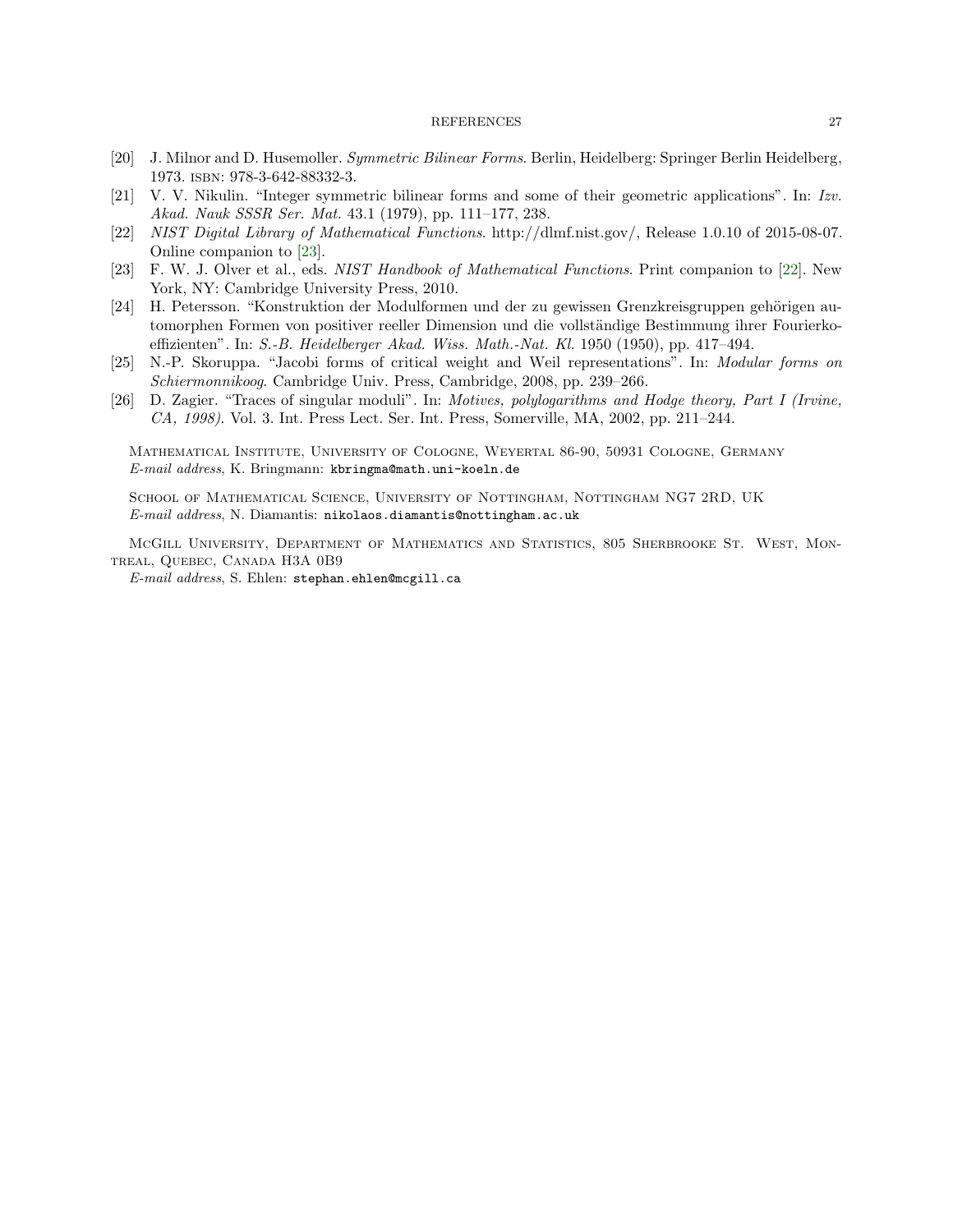[20] J. Milnor and D. Husemoller. *Symmetric Bilinear Forms*. Berlin, Heidelberg: Springer Berlin Heidelberg, 1973. ISBN: 978-3-642-88332-3.

[21] V. V. Nikulin. "Integer symmetric bilinear forms and some of their geometric applications". In: *Izv. Akad. Nauk SSSR Ser. Mat.* 43.1 (1979), pp. 111–177, 238.

[22] *NIST Digital Library of Mathematical Functions*. http://dlmf.nist.gov/, Release 1.0.10 of 2015-08-07. Online companion to [23].

[23] F. W. J. Olver et al., eds. *NIST Handbook of Mathematical Functions*. Print companion to [22]. New York, NY: Cambridge University Press, 2010.

[24] H. Petersson. "Konstruktion der Modulformen und der zu gewissen Grenzkreisgruppen gehörigen automorphen Formen von positiver reeller Dimension und die vollständige Bestimmung ihrer Fourierkoeffizienten". In: *S.-B. Heidelberger Akad. Wiss. Math.-Nat. Kl.* 1950 (1950), pp. 417–494.

[25] N.-P. Skoruppa. "Jacobi forms of critical weight and Weil representations". In: *Modular forms on Schiermonnikoog*. Cambridge Univ. Press, Cambridge, 2008, pp. 239–266.

[26] D. Zagier. "Traces of singular moduli". In: *Motives, polylogarithms and Hodge theory, Part I (Irvine, CA, 1998)*. Vol. 3. Int. Press Lect. Ser. Int. Press, Somerville, MA, 2002, pp. 211–244.

Mathematical Institute, University of Cologne, Weyertal 86-90, 50931 Cologne, Germany
*E-mail address*, K. Bringmann: `kbringma@math.uni-koeln.de`

School of Mathematical Science, University of Nottingham, Nottingham NG7 2RD, UK
*E-mail address*, N. Diamantis: `nikolaos.diamantis@nottingham.ac.uk`

McGill University, Department of Mathematics and Statistics, 805 Sherbrooke St. West, Montreal, Quebec, Canada H3A 0B9
*E-mail address*, S. Ehlen: `stephan.ehlen@mcgill.ca`